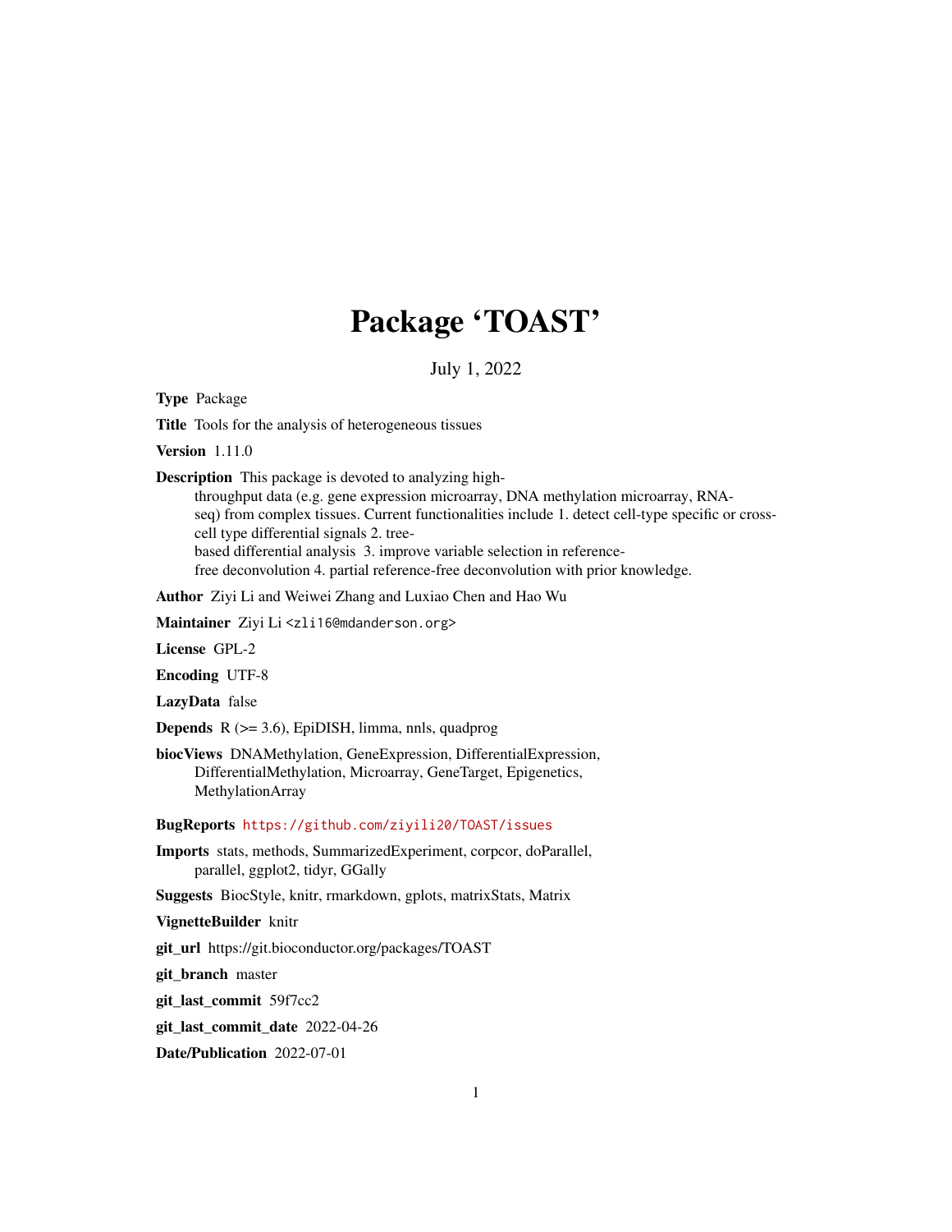# Package 'TOAST'

July 1, 2022

**Type** Package

**Title** Tools for the analysis of heterogeneous tissues

**Version** 1.11.0

**Description** This package is devoted to analyzing high-throughput data (e.g. gene expression microarray, DNA methylation microarray, RNA-seq) from complex tissues. Current functionalities include 1. detect cell-type specific or cross-cell type differential signals 2. tree-based differential analysis 3. improve variable selection in reference-free deconvolution 4. partial reference-free deconvolution with prior knowledge.

**Author** Ziyi Li and Weiwei Zhang and Luxiao Chen and Hao Wu

**Maintainer** Ziyi Li <zli16@mdanderson.org>

**License** GPL-2

**Encoding** UTF-8

**LazyData** false

**Depends** R (>= 3.6), EpiDISH, limma, nnls, quadprog

**biocViews** DNAMethylation, GeneExpression, DifferentialExpression, DifferentialMethylation, Microarray, GeneTarget, Epigenetics, MethylationArray

**BugReports** https://github.com/ziyili20/TOAST/issues

**Imports** stats, methods, SummarizedExperiment, corpcor, doParallel, parallel, ggplot2, tidyr, GGally

**Suggests** BiocStyle, knitr, rmarkdown, gplots, matrixStats, Matrix

**VignetteBuilder** knitr

**git_url** https://git.bioconductor.org/packages/TOAST

**git_branch** master

**git_last_commit** 59f7cc2

**git_last_commit_date** 2022-04-26

**Date/Publication** 2022-07-01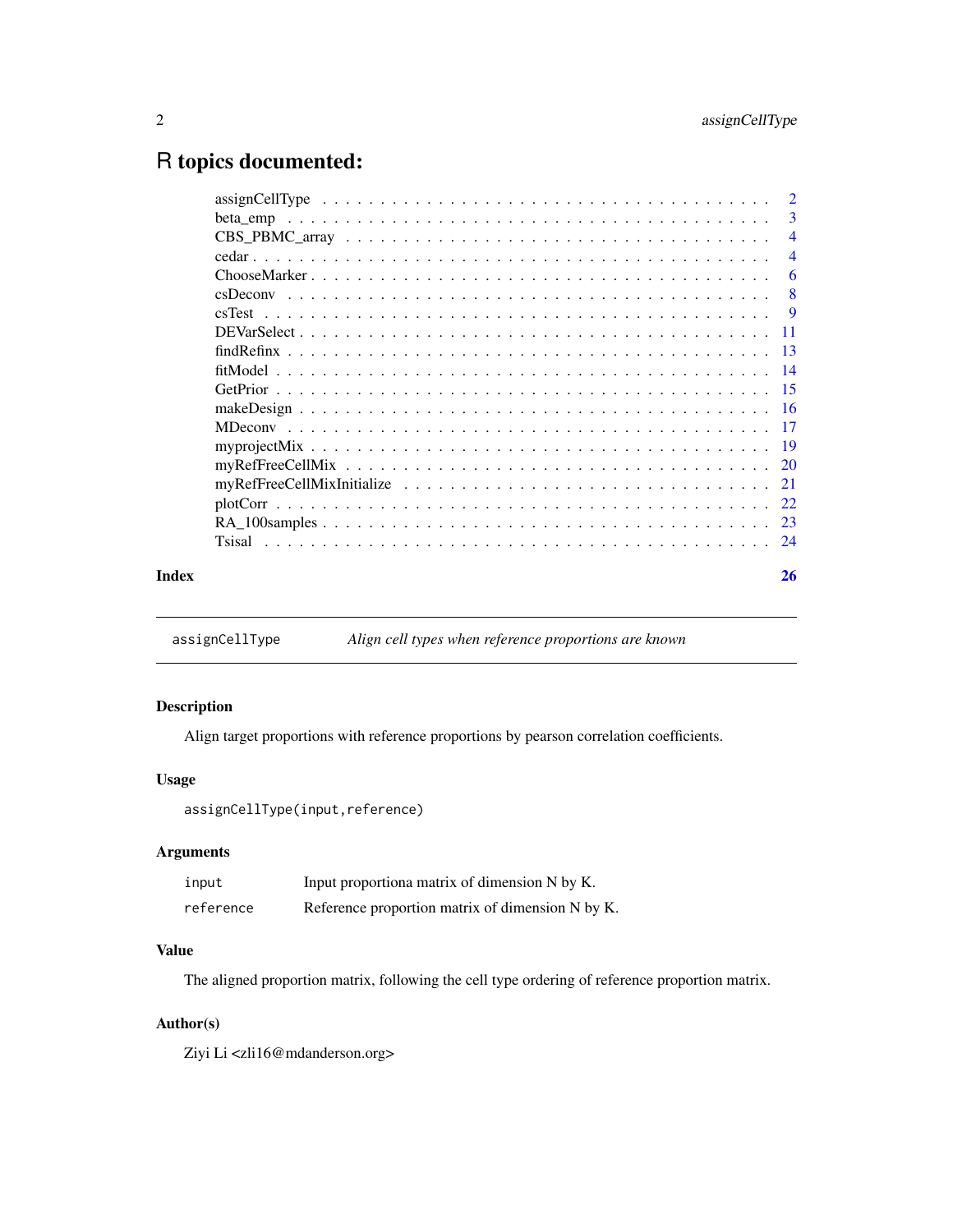# R topics documented:

| | |
|---|---|
| assignCellType | 2 |
| beta_emp | 3 |
| CBS_PBMC_array | 4 |
| cedar | 4 |
| ChooseMarker | 6 |
| csDeconv | 8 |
| csTest | 9 |
| DEVarSelect | 11 |
| findRefinx | 13 |
| fitModel | 14 |
| GetPrior | 15 |
| makeDesign | 16 |
| MDeconv | 17 |
| myprojectMix | 19 |
| myRefFreeCellMix | 20 |
| myRefFreeCellMixInitialize | 21 |
| plotCorr | 22 |
| RA_100samples | 23 |
| Tsisal | 24 |

**Index** 26

---

`assignCellType` *Align cell types when reference proportions are known*

---

## Description

Align target proportions with reference proportions by pearson correlation coefficients.

## Usage

```
assignCellType(input,reference)
```

## Arguments

| | |
|---|---|
| `input` | Input proportiona matrix of dimension N by K. |
| `reference` | Reference proportion matrix of dimension N by K. |

## Value

The aligned proportion matrix, following the cell type ordering of reference proportion matrix.

## Author(s)

Ziyi Li <zli16@mdanderson.org>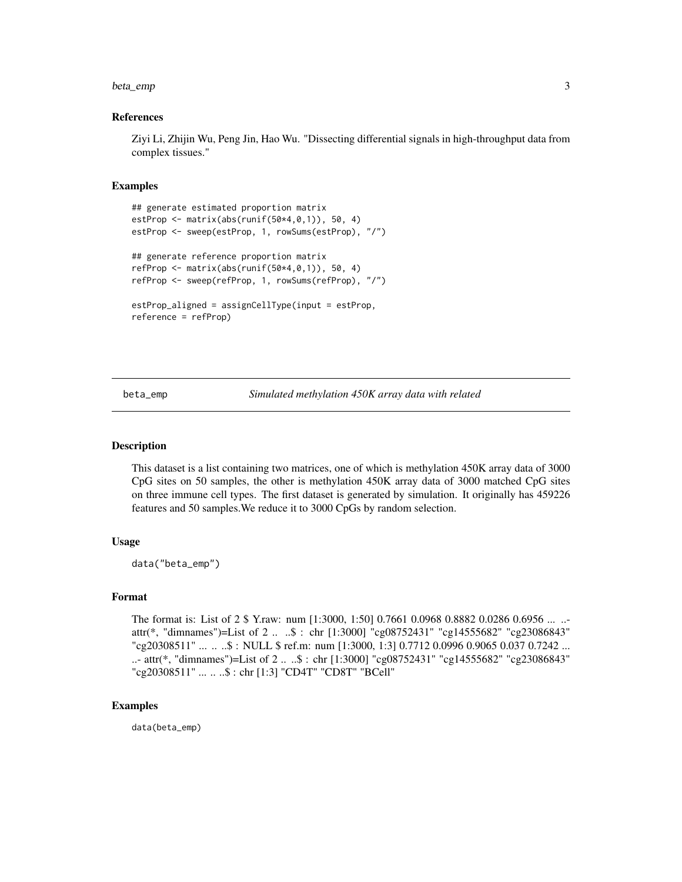### References

Ziyi Li, Zhijin Wu, Peng Jin, Hao Wu. "Dissecting differential signals in high-throughput data from complex tissues."

### Examples

```
## generate estimated proportion matrix
estProp <- matrix(abs(runif(50*4,0,1)), 50, 4)
estProp <- sweep(estProp, 1, rowSums(estProp), "/")

## generate reference proportion matrix
refProp <- matrix(abs(runif(50*4,0,1)), 50, 4)
refProp <- sweep(refProp, 1, rowSums(refProp), "/")

estProp_aligned = assignCellType(input = estProp,
reference = refProp)
```

---

## beta_emp *Simulated methylation 450K array data with related*

---

### Description

This dataset is a list containing two matrices, one of which is methylation 450K array data of 3000 CpG sites on 50 samples, the other is methylation 450K array data of 3000 matched CpG sites on three immune cell types. The first dataset is generated by simulation. It originally has 459226 features and 50 samples.We reduce it to 3000 CpGs by random selection.

### Usage

```
data("beta_emp")
```

### Format

The format is: List of 2 $ Y.raw: num [1:3000, 1:50] 0.7661 0.0968 0.8882 0.0286 0.6956 ... ..- attr(*, "dimnames")=List of 2 .. ..$ : chr [1:3000] "cg08752431" "cg14555682" "cg23086843" "cg20308511" ... .. ..$ : NULL $ ref.m: num [1:3000, 1:3] 0.7712 0.0996 0.9065 0.037 0.7242 ... ..- attr(*, "dimnames")=List of 2 .. ..$ : chr [1:3000] "cg08752431" "cg14555682" "cg23086843" "cg20308511" ... .. ..$ : chr [1:3] "CD4T" "CD8T" "BCell"

### Examples

```
data(beta_emp)
```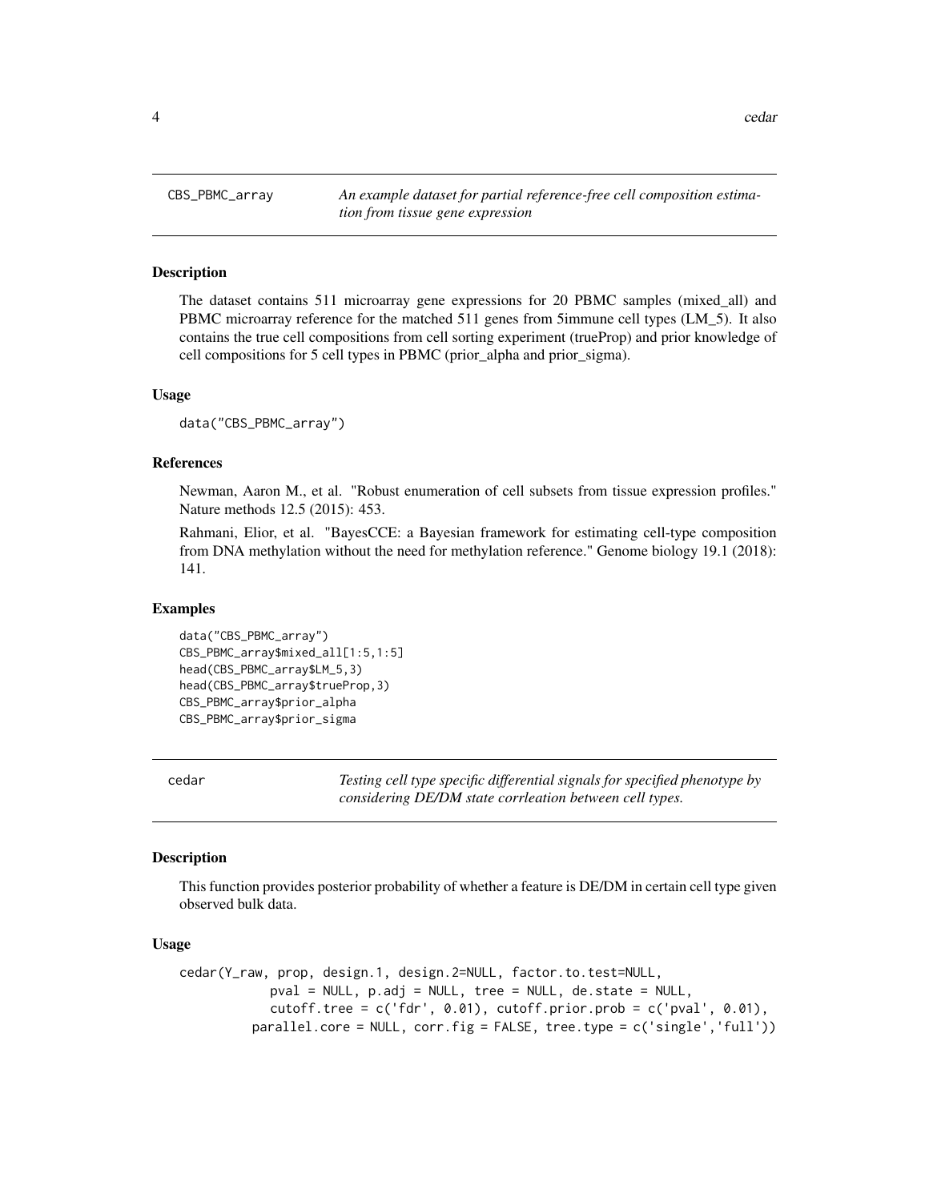## CBS_PBMC_array — *An example dataset for partial reference-free cell composition estimation from tissue gene expression*

### Description

The dataset contains 511 microarray gene expressions for 20 PBMC samples (mixed_all) and PBMC microarray reference for the matched 511 genes from 5immune cell types (LM_5). It also contains the true cell compositions from cell sorting experiment (trueProp) and prior knowledge of cell compositions for 5 cell types in PBMC (prior_alpha and prior_sigma).

### Usage

```
data("CBS_PBMC_array")
```

### References

Newman, Aaron M., et al. "Robust enumeration of cell subsets from tissue expression profiles." Nature methods 12.5 (2015): 453.

Rahmani, Elior, et al. "BayesCCE: a Bayesian framework for estimating cell-type composition from DNA methylation without the need for methylation reference." Genome biology 19.1 (2018): 141.

### Examples

```
data("CBS_PBMC_array")
CBS_PBMC_array$mixed_all[1:5,1:5]
head(CBS_PBMC_array$LM_5,3)
head(CBS_PBMC_array$trueProp,3)
CBS_PBMC_array$prior_alpha
CBS_PBMC_array$prior_sigma
```

## cedar — *Testing cell type specific differential signals for specified phenotype by considering DE/DM state corrleation between cell types.*

### Description

This function provides posterior probability of whether a feature is DE/DM in certain cell type given observed bulk data.

### Usage

```
cedar(Y_raw, prop, design.1, design.2=NULL, factor.to.test=NULL,
            pval = NULL, p.adj = NULL, tree = NULL, de.state = NULL,
            cutoff.tree = c('fdr', 0.01), cutoff.prior.prob = c('pval', 0.01),
          parallel.core = NULL, corr.fig = FALSE, tree.type = c('single','full'))
```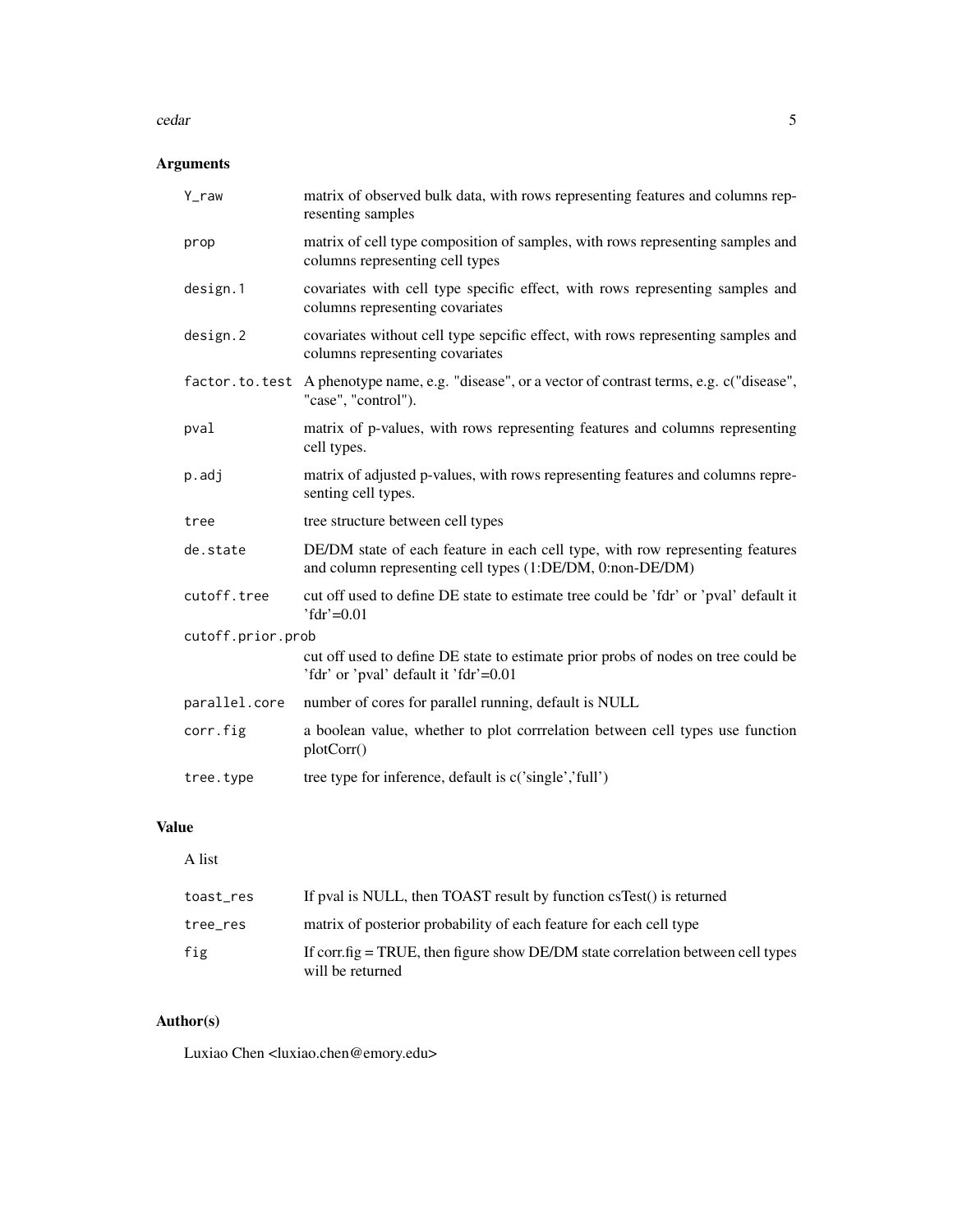## Arguments

| | |
|---|---|
| `Y_raw` | matrix of observed bulk data, with rows representing features and columns representing samples |
| `prop` | matrix of cell type composition of samples, with rows representing samples and columns representing cell types |
| `design.1` | covariates with cell type specific effect, with rows representing samples and columns representing covariates |
| `design.2` | covariates without cell type sepcific effect, with rows representing samples and columns representing covariates |
| `factor.to.test` | A phenotype name, e.g. "disease", or a vector of contrast terms, e.g. c("disease", "case", "control"). |
| `pval` | matrix of p-values, with rows representing features and columns representing cell types. |
| `p.adj` | matrix of adjusted p-values, with rows representing features and columns representing cell types. |
| `tree` | tree structure between cell types |
| `de.state` | DE/DM state of each feature in each cell type, with row representing features and column representing cell types (1:DE/DM, 0:non-DE/DM) |
| `cutoff.tree` | cut off used to define DE state to estimate tree could be 'fdr' or 'pval' default it 'fdr'=0.01 |
| `cutoff.prior.prob` | cut off used to define DE state to estimate prior probs of nodes on tree could be 'fdr' or 'pval' default it 'fdr'=0.01 |
| `parallel.core` | number of cores for parallel running, default is NULL |
| `corr.fig` | a boolean value, whether to plot corrrelation between cell types use function plotCorr() |
| `tree.type` | tree type for inference, default is c('single','full') |

## Value

A list

| | |
|---|---|
| `toast_res` | If pval is NULL, then TOAST result by function csTest() is returned |
| `tree_res` | matrix of posterior probability of each feature for each cell type |
| `fig` | If corr.fig = TRUE, then figure show DE/DM state correlation between cell types will be returned |

## Author(s)

Luxiao Chen <luxiao.chen@emory.edu>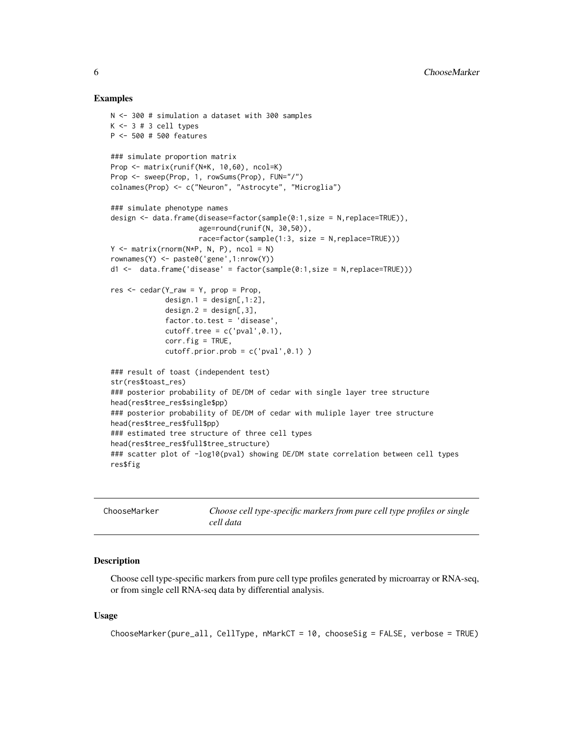## Examples

```
N <- 300 # simulation a dataset with 300 samples
K <- 3 # 3 cell types
P <- 500 # 500 features

### simulate proportion matrix
Prop <- matrix(runif(N*K, 10,60), ncol=K)
Prop <- sweep(Prop, 1, rowSums(Prop), FUN="/")
colnames(Prop) <- c("Neuron", "Astrocyte", "Microglia")

### simulate phenotype names
design <- data.frame(disease=factor(sample(0:1,size = N,replace=TRUE)),
                     age=round(runif(N, 30,50)),
                     race=factor(sample(1:3, size = N,replace=TRUE)))
Y <- matrix(rnorm(N*P, N, P), ncol = N)
rownames(Y) <- paste0('gene',1:nrow(Y))
d1 <-  data.frame('disease' = factor(sample(0:1,size = N,replace=TRUE)))

res <- cedar(Y_raw = Y, prop = Prop,
             design.1 = design[,1:2],
             design.2 = design[,3],
             factor.to.test = 'disease',
             cutoff.tree = c('pval',0.1),
             corr.fig = TRUE,
             cutoff.prior.prob = c('pval',0.1) )

### result of toast (independent test)
str(res$toast_res)
### posterior probability of DE/DM of cedar with single layer tree structure
head(res$tree_res$single$pp)
### posterior probability of DE/DM of cedar with muliple layer tree structure
head(res$tree_res$full$pp)
### estimated tree structure of three cell types
head(res$tree_res$full$tree_structure)
### scatter plot of -log10(pval) showing DE/DM state correlation between cell types
res$fig
```

---

# ChooseMarker — *Choose cell type-specific markers from pure cell type profiles or single cell data*

## Description

Choose cell type-specific markers from pure cell type profiles generated by microarray or RNA-seq, or from single cell RNA-seq data by differential analysis.

## Usage

```
ChooseMarker(pure_all, CellType, nMarkCT = 10, chooseSig = FALSE, verbose = TRUE)
```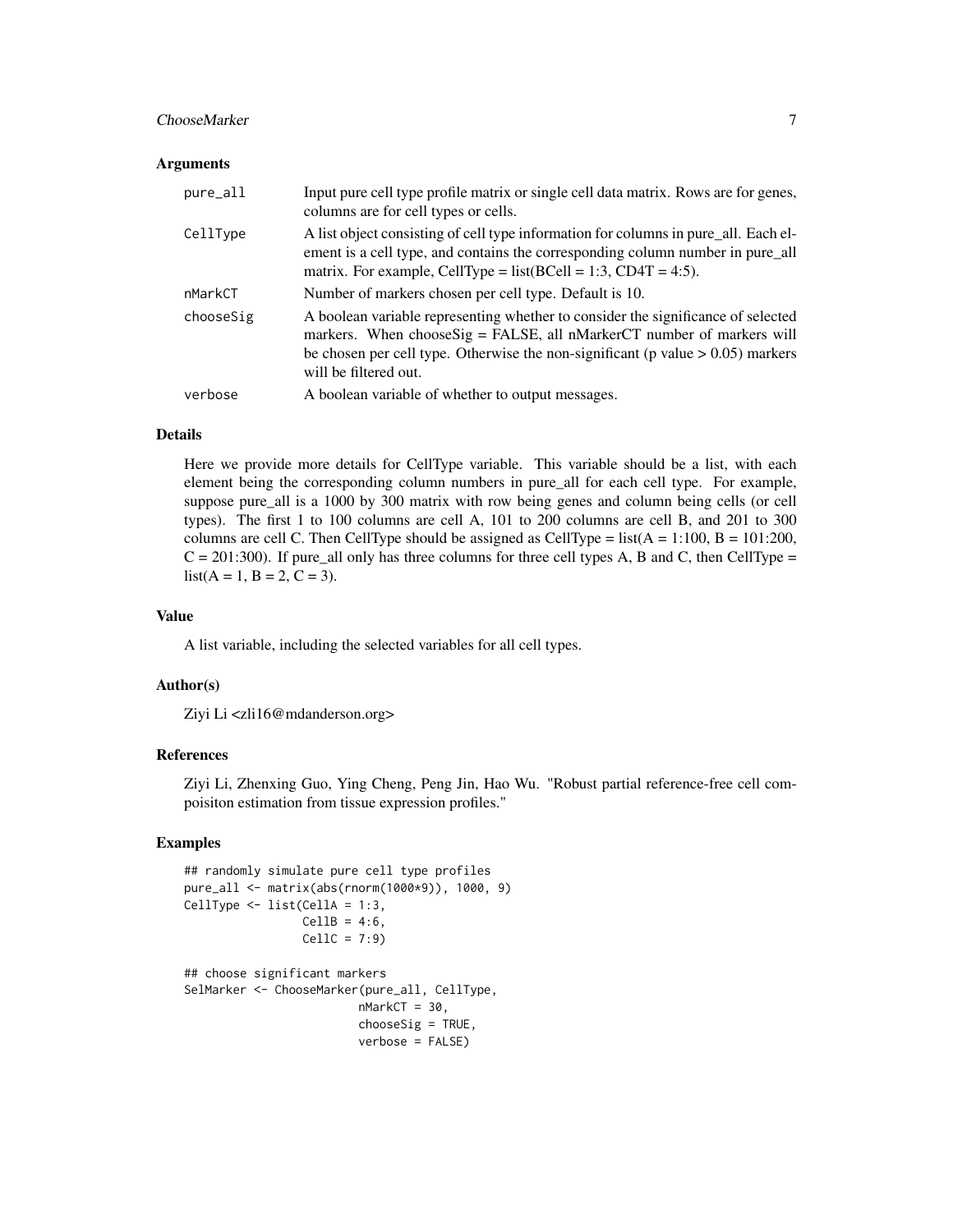### Arguments

| | |
|---|---|
| `pure_all` | Input pure cell type profile matrix or single cell data matrix. Rows are for genes, columns are for cell types or cells. |
| `CellType` | A list object consisting of cell type information for columns in pure_all. Each element is a cell type, and contains the corresponding column number in pure_all matrix. For example, CellType = list(BCell = 1:3, CD4T = 4:5). |
| `nMarkCT` | Number of markers chosen per cell type. Default is 10. |
| `chooseSig` | A boolean variable representing whether to consider the significance of selected markers. When chooseSig = FALSE, all nMarkerCT number of markers will be chosen per cell type. Otherwise the non-significant (p value > 0.05) markers will be filtered out. |
| `verbose` | A boolean variable of whether to output messages. |

### Details

Here we provide more details for CellType variable. This variable should be a list, with each element being the corresponding column numbers in pure_all for each cell type. For example, suppose pure_all is a 1000 by 300 matrix with row being genes and column being cells (or cell types). The first 1 to 100 columns are cell A, 101 to 200 columns are cell B, and 201 to 300 columns are cell C. Then CellType should be assigned as CellType = list(A = 1:100, B = 101:200, C = 201:300). If pure_all only has three columns for three cell types A, B and C, then CellType = list(A = 1, B = 2, C = 3).

### Value

A list variable, including the selected variables for all cell types.

### Author(s)

Ziyi Li <zli16@mdanderson.org>

### References

Ziyi Li, Zhenxing Guo, Ying Cheng, Peng Jin, Hao Wu. "Robust partial reference-free cell compoisiton estimation from tissue expression profiles."

### Examples

```
## randomly simulate pure cell type profiles
pure_all <- matrix(abs(rnorm(1000*9)), 1000, 9)
CellType <- list(CellA = 1:3,
                 CellB = 4:6,
                 CellC = 7:9)

## choose significant markers
SelMarker <- ChooseMarker(pure_all, CellType,
                          nMarkCT = 30,
                          chooseSig = TRUE,
                          verbose = FALSE)
```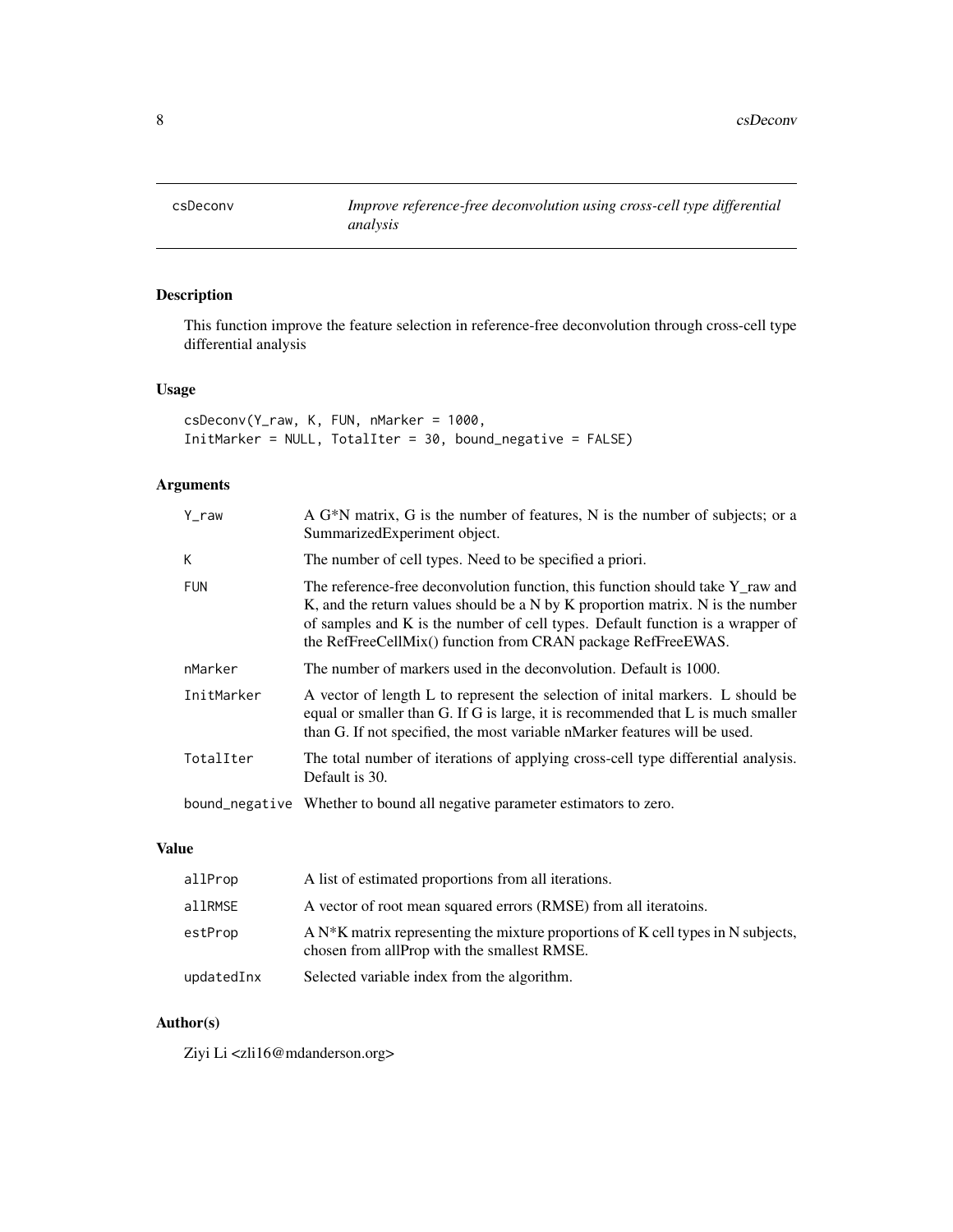# csDeconv

*Improve reference-free deconvolution using cross-cell type differential analysis*

## Description

This function improve the feature selection in reference-free deconvolution through cross-cell type differential analysis

## Usage

```
csDeconv(Y_raw, K, FUN, nMarker = 1000,
InitMarker = NULL, TotalIter = 30, bound_negative = FALSE)
```

## Arguments

| | |
|---|---|
| Y_raw | A G*N matrix, G is the number of features, N is the number of subjects; or a SummarizedExperiment object. |
| K | The number of cell types. Need to be specified a priori. |
| FUN | The reference-free deconvolution function, this function should take Y_raw and K, and the return values should be a N by K proportion matrix. N is the number of samples and K is the number of cell types. Default function is a wrapper of the RefFreeCellMix() function from CRAN package RefFreeEWAS. |
| nMarker | The number of markers used in the deconvolution. Default is 1000. |
| InitMarker | A vector of length L to represent the selection of inital markers. L should be equal or smaller than G. If G is large, it is recommended that L is much smaller than G. If not specified, the most variable nMarker features will be used. |
| TotalIter | The total number of iterations of applying cross-cell type differential analysis. Default is 30. |
| bound_negative | Whether to bound all negative parameter estimators to zero. |

## Value

| | |
|---|---|
| allProp | A list of estimated proportions from all iterations. |
| allRMSE | A vector of root mean squared errors (RMSE) from all iteratoins. |
| estProp | A N*K matrix representing the mixture proportions of K cell types in N subjects, chosen from allProp with the smallest RMSE. |
| updatedInx | Selected variable index from the algorithm. |

## Author(s)

Ziyi Li <zli16@mdanderson.org>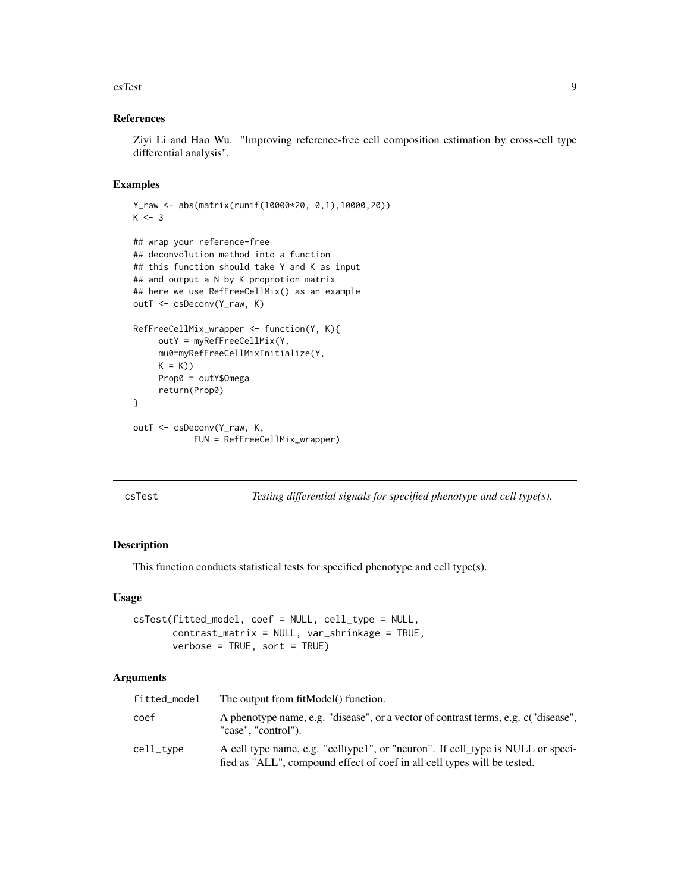### References

Ziyi Li and Hao Wu. "Improving reference-free cell composition estimation by cross-cell type differential analysis".

### Examples

```
Y_raw <- abs(matrix(runif(10000*20, 0,1),10000,20))
K <- 3

## wrap your reference-free
## deconvolution method into a function
## this function should take Y and K as input
## and output a N by K proprotion matrix
## here we use RefFreeCellMix() as an example
outT <- csDeconv(Y_raw, K)

RefFreeCellMix_wrapper <- function(Y, K){
     outY = myRefFreeCellMix(Y,
     mu0=myRefFreeCellMixInitialize(Y,
     K = K))
     Prop0 = outY$Omega
     return(Prop0)
}

outT <- csDeconv(Y_raw, K,
            FUN = RefFreeCellMix_wrapper)
```

---

## csTest — *Testing differential signals for specified phenotype and cell type(s).*

### Description

This function conducts statistical tests for specified phenotype and cell type(s).

### Usage

```
csTest(fitted_model, coef = NULL, cell_type = NULL,
       contrast_matrix = NULL, var_shrinkage = TRUE,
       verbose = TRUE, sort = TRUE)
```

### Arguments

| | |
|---|---|
| fitted_model | The output from fitModel() function. |
| coef | A phenotype name, e.g. "disease", or a vector of contrast terms, e.g. c("disease", "case", "control"). |
| cell_type | A cell type name, e.g. "celltype1", or "neuron". If cell_type is NULL or specified as "ALL", compound effect of coef in all cell types will be tested. |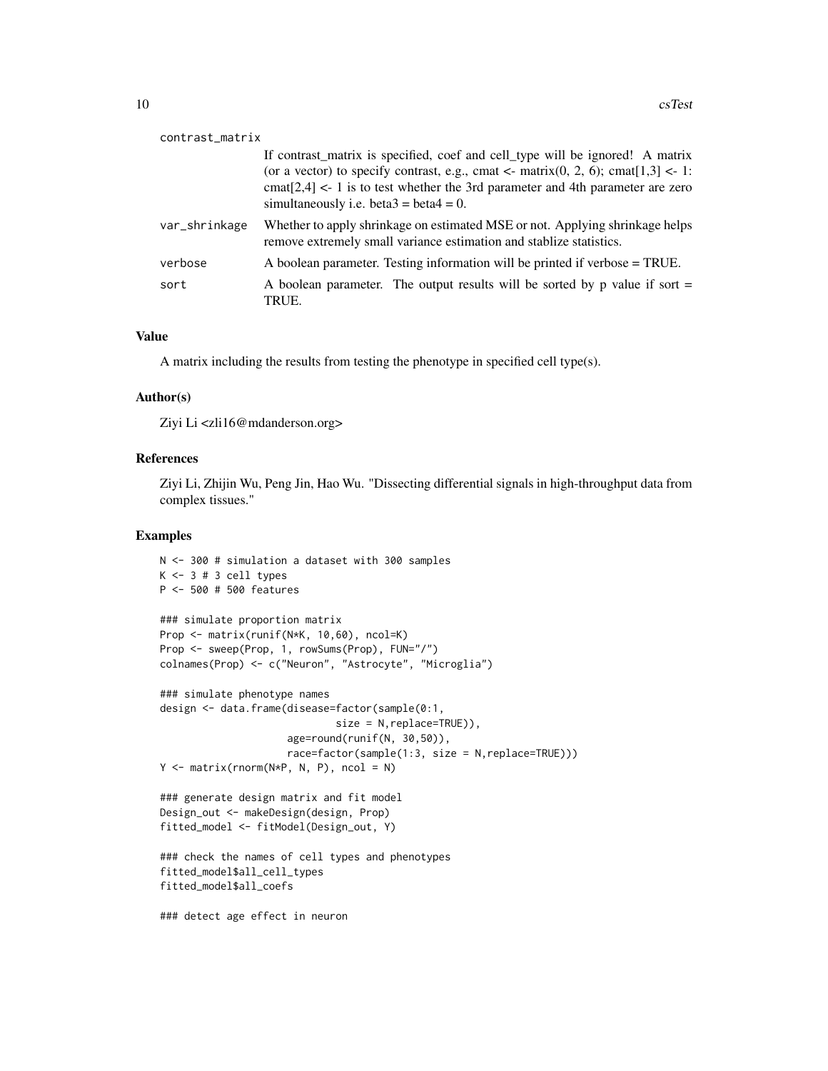contrast_matrix
: If contrast_matrix is specified, coef and cell_type will be ignored! A matrix (or a vector) to specify contrast, e.g., cmat <- matrix(0, 2, 6); cmat[1,3] <- 1: cmat[2,4] <- 1 is to test whether the 3rd parameter and 4th parameter are zero simultaneously i.e. beta3 = beta4 = 0.

var_shrinkage
: Whether to apply shrinkage on estimated MSE or not. Applying shrinkage helps remove extremely small variance estimation and stablize statistics.

verbose
: A boolean parameter. Testing information will be printed if verbose = TRUE.

sort
: A boolean parameter. The output results will be sorted by p value if sort = TRUE.

## Value

A matrix including the results from testing the phenotype in specified cell type(s).

## Author(s)

Ziyi Li <zli16@mdanderson.org>

## References

Ziyi Li, Zhijin Wu, Peng Jin, Hao Wu. "Dissecting differential signals in high-throughput data from complex tissues."

## Examples

```
N <- 300 # simulation a dataset with 300 samples
K <- 3 # 3 cell types
P <- 500 # 500 features

### simulate proportion matrix
Prop <- matrix(runif(N*K, 10,60), ncol=K)
Prop <- sweep(Prop, 1, rowSums(Prop), FUN="/")
colnames(Prop) <- c("Neuron", "Astrocyte", "Microglia")

### simulate phenotype names
design <- data.frame(disease=factor(sample(0:1,
                            size = N,replace=TRUE)),
                     age=round(runif(N, 30,50)),
                     race=factor(sample(1:3, size = N,replace=TRUE)))
Y <- matrix(rnorm(N*P, N, P), ncol = N)

### generate design matrix and fit model
Design_out <- makeDesign(design, Prop)
fitted_model <- fitModel(Design_out, Y)

### check the names of cell types and phenotypes
fitted_model$all_cell_types
fitted_model$all_coefs

### detect age effect in neuron
```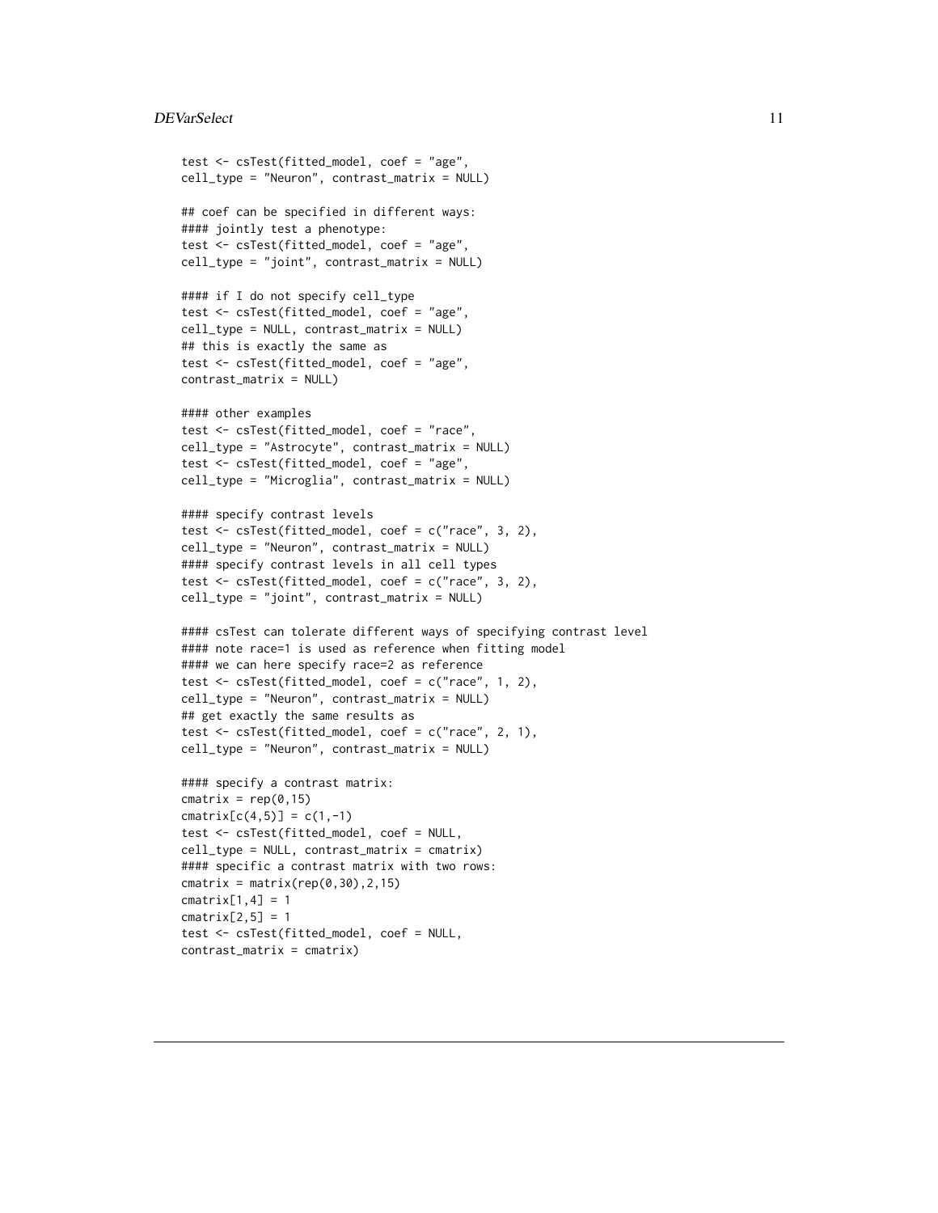```
test <- csTest(fitted_model, coef = "age",
cell_type = "Neuron", contrast_matrix = NULL)

## coef can be specified in different ways:
#### jointly test a phenotype:
test <- csTest(fitted_model, coef = "age",
cell_type = "joint", contrast_matrix = NULL)

#### if I do not specify cell_type
test <- csTest(fitted_model, coef = "age",
cell_type = NULL, contrast_matrix = NULL)
## this is exactly the same as
test <- csTest(fitted_model, coef = "age",
contrast_matrix = NULL)

#### other examples
test <- csTest(fitted_model, coef = "race",
cell_type = "Astrocyte", contrast_matrix = NULL)
test <- csTest(fitted_model, coef = "age",
cell_type = "Microglia", contrast_matrix = NULL)

#### specify contrast levels
test <- csTest(fitted_model, coef = c("race", 3, 2),
cell_type = "Neuron", contrast_matrix = NULL)
#### specify contrast levels in all cell types
test <- csTest(fitted_model, coef = c("race", 3, 2),
cell_type = "joint", contrast_matrix = NULL)

#### csTest can tolerate different ways of specifying contrast level
#### note race=1 is used as reference when fitting model
#### we can here specify race=2 as reference
test <- csTest(fitted_model, coef = c("race", 1, 2),
cell_type = "Neuron", contrast_matrix = NULL)
## get exactly the same results as
test <- csTest(fitted_model, coef = c("race", 2, 1),
cell_type = "Neuron", contrast_matrix = NULL)

#### specify a contrast matrix:
cmatrix = rep(0,15)
cmatrix[c(4,5)] = c(1,-1)
test <- csTest(fitted_model, coef = NULL,
cell_type = NULL, contrast_matrix = cmatrix)
#### specific a contrast matrix with two rows:
cmatrix = matrix(rep(0,30),2,15)
cmatrix[1,4] = 1
cmatrix[2,5] = 1
test <- csTest(fitted_model, coef = NULL,
contrast_matrix = cmatrix)
```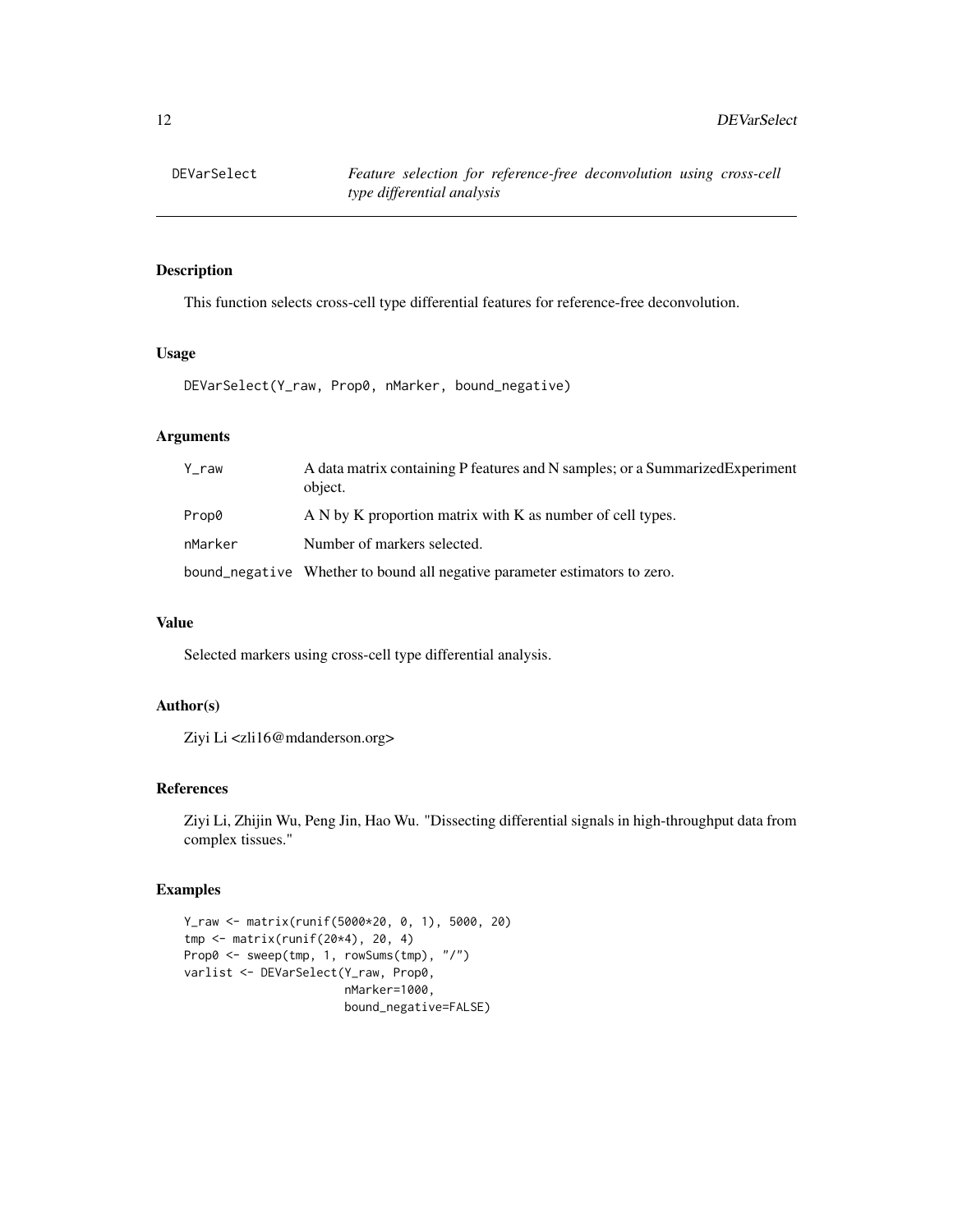# DEVarSelect

*Feature selection for reference-free deconvolution using cross-cell type differential analysis*

## Description

This function selects cross-cell type differential features for reference-free deconvolution.

## Usage

```
DEVarSelect(Y_raw, Prop0, nMarker, bound_negative)
```

## Arguments

| | |
|---|---|
| Y_raw | A data matrix containing P features and N samples; or a SummarizedExperiment object. |
| Prop0 | A N by K proportion matrix with K as number of cell types. |
| nMarker | Number of markers selected. |
| bound_negative | Whether to bound all negative parameter estimators to zero. |

## Value

Selected markers using cross-cell type differential analysis.

## Author(s)

Ziyi Li <zli16@mdanderson.org>

## References

Ziyi Li, Zhijin Wu, Peng Jin, Hao Wu. "Dissecting differential signals in high-throughput data from complex tissues."

## Examples

```
Y_raw <- matrix(runif(5000*20, 0, 1), 5000, 20)
tmp <- matrix(runif(20*4), 20, 4)
Prop0 <- sweep(tmp, 1, rowSums(tmp), "/")
varlist <- DEVarSelect(Y_raw, Prop0,
                       nMarker=1000,
                       bound_negative=FALSE)
```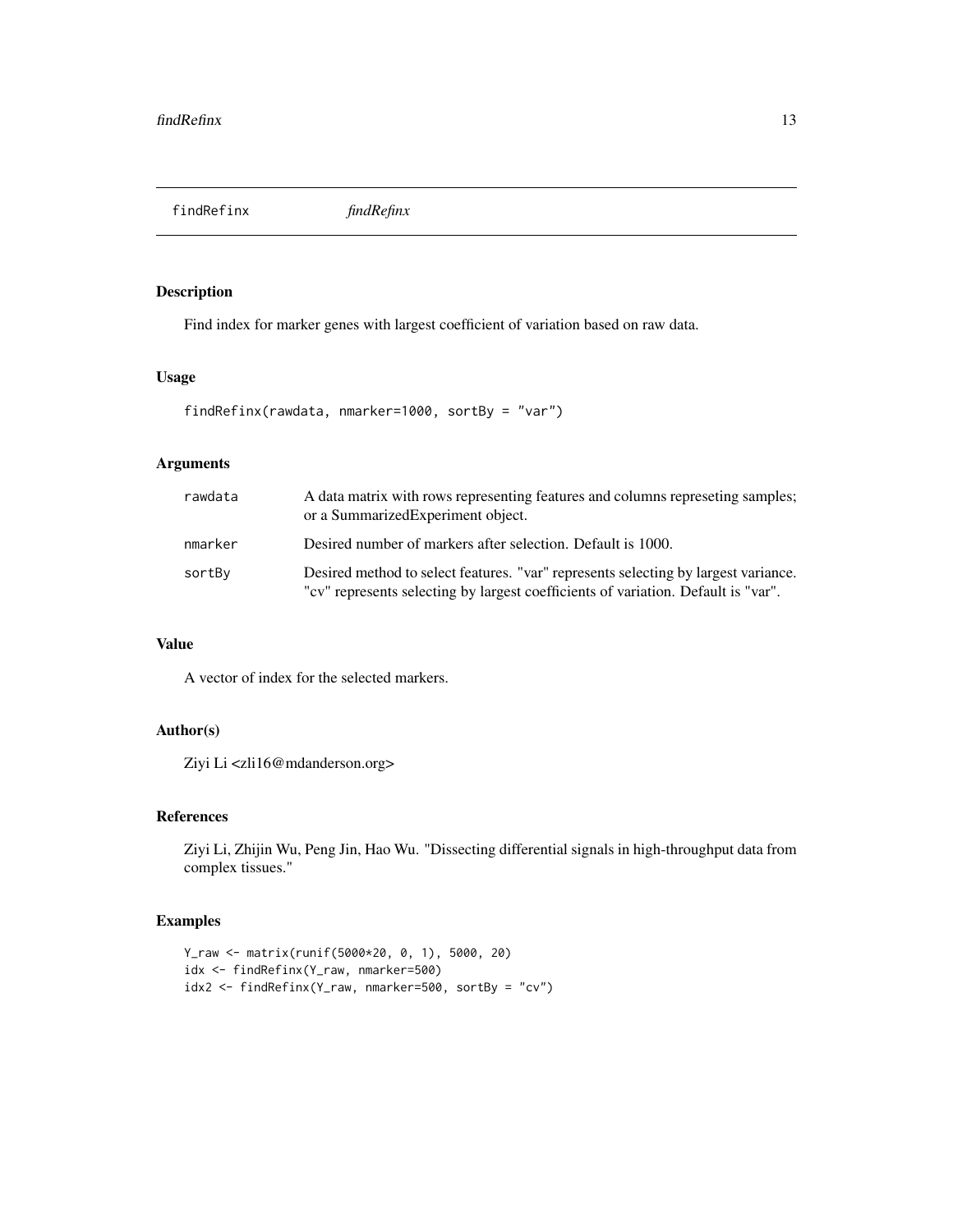# findRefinx — *findRefinx*

## Description

Find index for marker genes with largest coefficient of variation based on raw data.

## Usage

```
findRefinx(rawdata, nmarker=1000, sortBy = "var")
```

## Arguments

| | |
|---|---|
| rawdata | A data matrix with rows representing features and columns represeting samples; or a SummarizedExperiment object. |
| nmarker | Desired number of markers after selection. Default is 1000. |
| sortBy | Desired method to select features. "var" represents selecting by largest variance. "cv" represents selecting by largest coefficients of variation. Default is "var". |

## Value

A vector of index for the selected markers.

## Author(s)

Ziyi Li <zli16@mdanderson.org>

## References

Ziyi Li, Zhijin Wu, Peng Jin, Hao Wu. "Dissecting differential signals in high-throughput data from complex tissues."

## Examples

```
Y_raw <- matrix(runif(5000*20, 0, 1), 5000, 20)
idx <- findRefinx(Y_raw, nmarker=500)
idx2 <- findRefinx(Y_raw, nmarker=500, sortBy = "cv")
```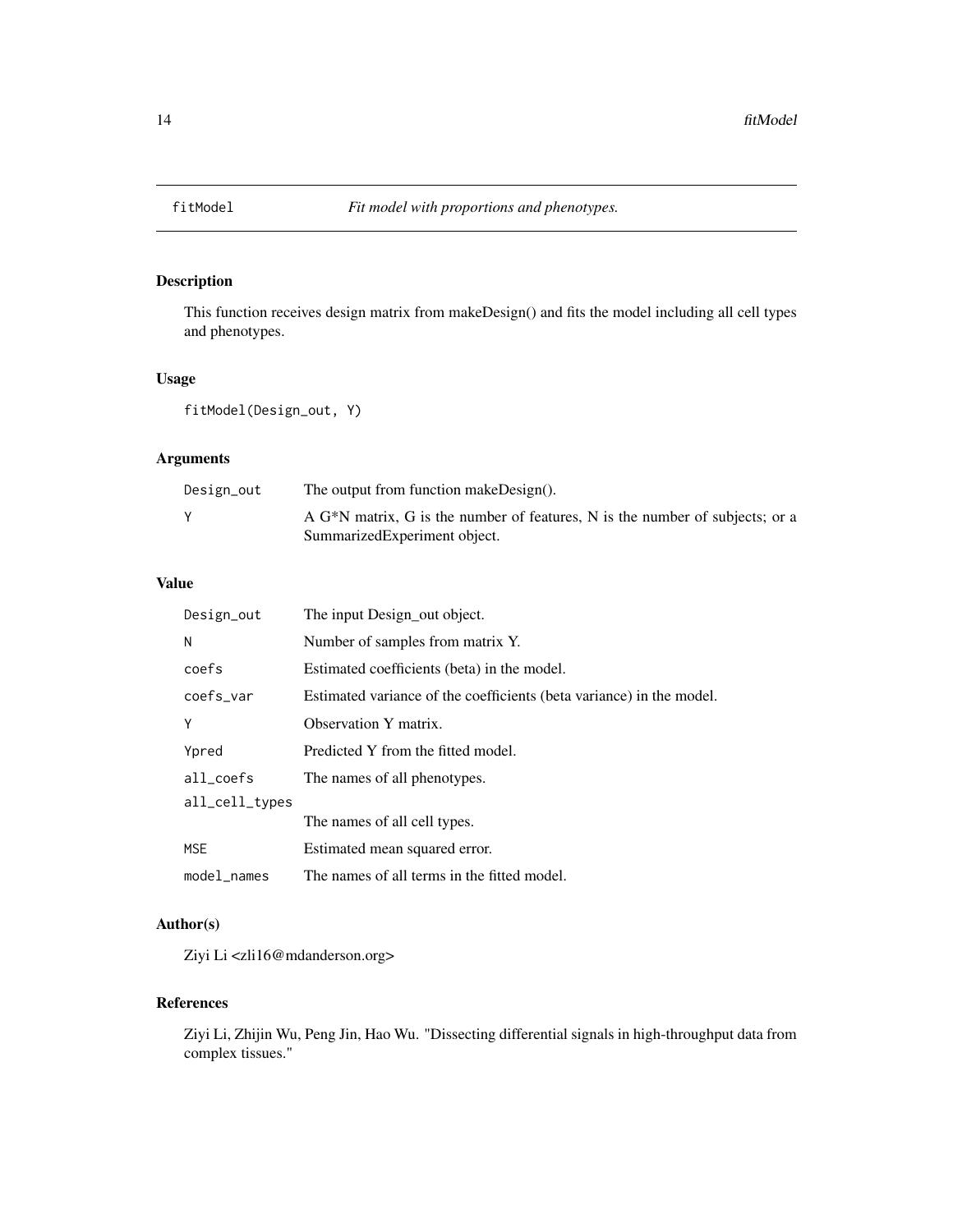# fitModel — *Fit model with proportions and phenotypes.*

## Description

This function receives design matrix from makeDesign() and fits the model including all cell types and phenotypes.

## Usage

```
fitModel(Design_out, Y)
```

## Arguments

| | |
|---|---|
| `Design_out` | The output from function makeDesign(). |
| `Y` | A G*N matrix, G is the number of features, N is the number of subjects; or a SummarizedExperiment object. |

## Value

| | |
|---|---|
| `Design_out` | The input Design_out object. |
| `N` | Number of samples from matrix Y. |
| `coefs` | Estimated coefficients (beta) in the model. |
| `coefs_var` | Estimated variance of the coefficients (beta variance) in the model. |
| `Y` | Observation Y matrix. |
| `Ypred` | Predicted Y from the fitted model. |
| `all_coefs` | The names of all phenotypes. |
| `all_cell_types` | The names of all cell types. |
| `MSE` | Estimated mean squared error. |
| `model_names` | The names of all terms in the fitted model. |

## Author(s)

Ziyi Li <zli16@mdanderson.org>

## References

Ziyi Li, Zhijin Wu, Peng Jin, Hao Wu. "Dissecting differential signals in high-throughput data from complex tissues."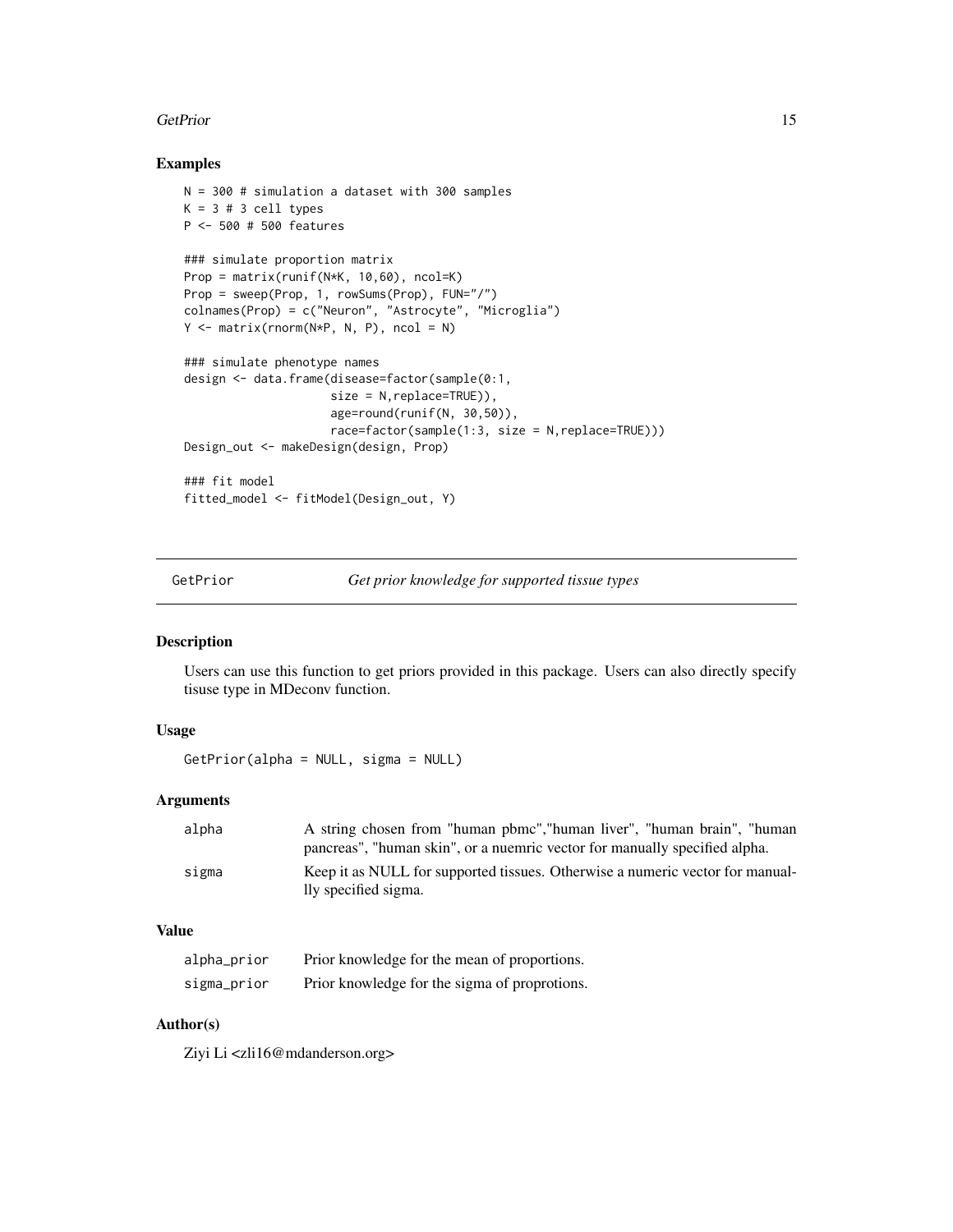## Examples

```
N = 300 # simulation a dataset with 300 samples
K = 3 # 3 cell types
P <- 500 # 500 features

### simulate proportion matrix
Prop = matrix(runif(N*K, 10,60), ncol=K)
Prop = sweep(Prop, 1, rowSums(Prop), FUN="/")
colnames(Prop) = c("Neuron", "Astrocyte", "Microglia")
Y <- matrix(rnorm(N*P, N, P), ncol = N)

### simulate phenotype names
design <- data.frame(disease=factor(sample(0:1,
                     size = N,replace=TRUE)),
                     age=round(runif(N, 30,50)),
                     race=factor(sample(1:3, size = N,replace=TRUE)))
Design_out <- makeDesign(design, Prop)

### fit model
fitted_model <- fitModel(Design_out, Y)
```

---

# GetPrior &nbsp;&nbsp;&nbsp;&nbsp; *Get prior knowledge for supported tissue types*

---

## Description

Users can use this function to get priors provided in this package. Users can also directly specify tisuse type in MDeconv function.

## Usage

```
GetPrior(alpha = NULL, sigma = NULL)
```

## Arguments

| | |
|---|---|
| alpha | A string chosen from "human pbmc","human liver", "human brain", "human pancreas", "human skin", or a nuemric vector for manually specified alpha. |
| sigma | Keep it as NULL for supported tissues. Otherwise a numeric vector for manuallly specified sigma. |

## Value

| | |
|---|---|
| alpha_prior | Prior knowledge for the mean of proportions. |
| sigma_prior | Prior knowledge for the sigma of proprotions. |

## Author(s)

Ziyi Li <zli16@mdanderson.org>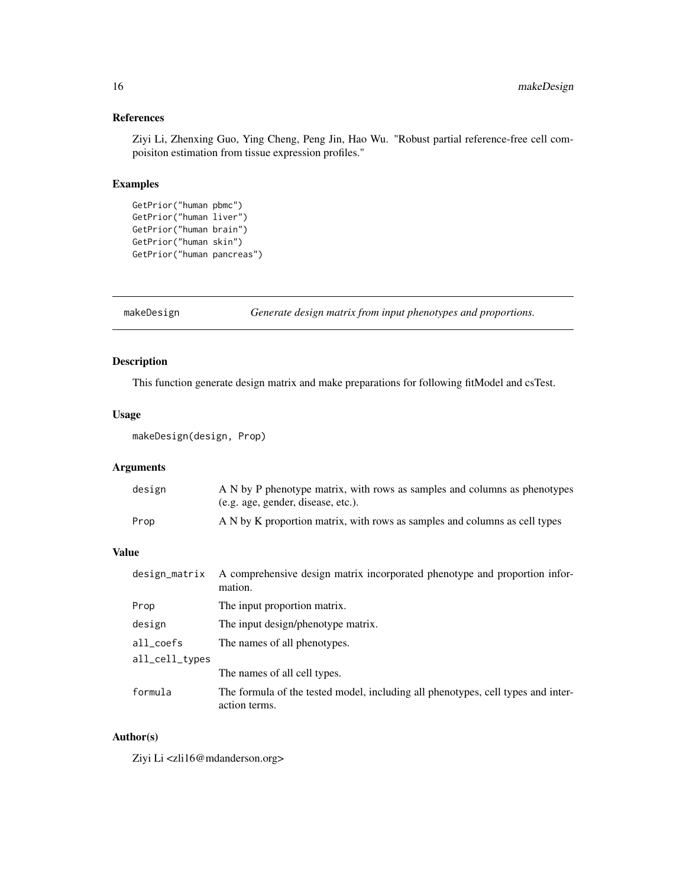### References

Ziyi Li, Zhenxing Guo, Ying Cheng, Peng Jin, Hao Wu. "Robust partial reference-free cell compoisiton estimation from tissue expression profiles."

### Examples

```
GetPrior("human pbmc")
GetPrior("human liver")
GetPrior("human brain")
GetPrior("human skin")
GetPrior("human pancreas")
```

---

## makeDesign *Generate design matrix from input phenotypes and proportions.*

### Description

This function generate design matrix and make preparations for following fitModel and csTest.

### Usage

```
makeDesign(design, Prop)
```

### Arguments

| | |
|---|---|
| design | A N by P phenotype matrix, with rows as samples and columns as phenotypes (e.g. age, gender, disease, etc.). |
| Prop | A N by K proportion matrix, with rows as samples and columns as cell types |

### Value

| | |
|---|---|
| design_matrix | A comprehensive design matrix incorporated phenotype and proportion information. |
| Prop | The input proportion matrix. |
| design | The input design/phenotype matrix. |
| all_coefs | The names of all phenotypes. |
| all_cell_types | The names of all cell types. |
| formula | The formula of the tested model, including all phenotypes, cell types and interaction terms. |

### Author(s)

Ziyi Li <zli16@mdanderson.org>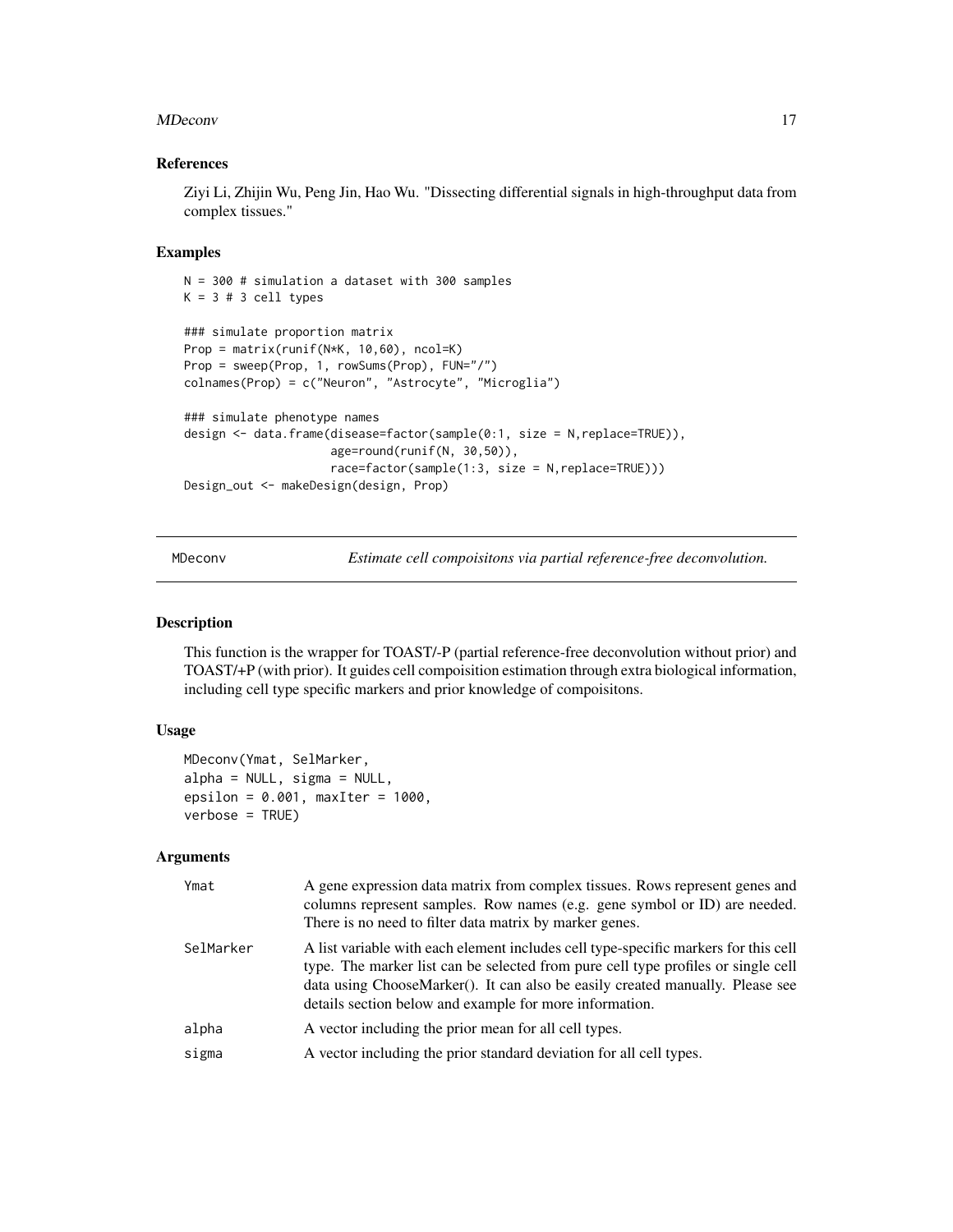### References

Ziyi Li, Zhijin Wu, Peng Jin, Hao Wu. "Dissecting differential signals in high-throughput data from complex tissues."

### Examples

```
N = 300 # simulation a dataset with 300 samples
K = 3 # 3 cell types

### simulate proportion matrix
Prop = matrix(runif(N*K, 10,60), ncol=K)
Prop = sweep(Prop, 1, rowSums(Prop), FUN="/")
colnames(Prop) = c("Neuron", "Astrocyte", "Microglia")

### simulate phenotype names
design <- data.frame(disease=factor(sample(0:1, size = N,replace=TRUE)),
                     age=round(runif(N, 30,50)),
                     race=factor(sample(1:3, size = N,replace=TRUE)))
Design_out <- makeDesign(design, Prop)
```

## MDeconv — *Estimate cell compoisitons via partial reference-free deconvolution.*

### Description

This function is the wrapper for TOAST/-P (partial reference-free deconvolution without prior) and TOAST/+P (with prior). It guides cell compoisition estimation through extra biological information, including cell type specific markers and prior knowledge of compoisitons.

### Usage

```
MDeconv(Ymat, SelMarker,
alpha = NULL, sigma = NULL,
epsilon = 0.001, maxIter = 1000,
verbose = TRUE)
```

### Arguments

| | |
|---|---|
| Ymat | A gene expression data matrix from complex tissues. Rows represent genes and columns represent samples. Row names (e.g. gene symbol or ID) are needed. There is no need to filter data matrix by marker genes. |
| SelMarker | A list variable with each element includes cell type-specific markers for this cell type. The marker list can be selected from pure cell type profiles or single cell data using ChooseMarker(). It can also be easily created manually. Please see details section below and example for more information. |
| alpha | A vector including the prior mean for all cell types. |
| sigma | A vector including the prior standard deviation for all cell types. |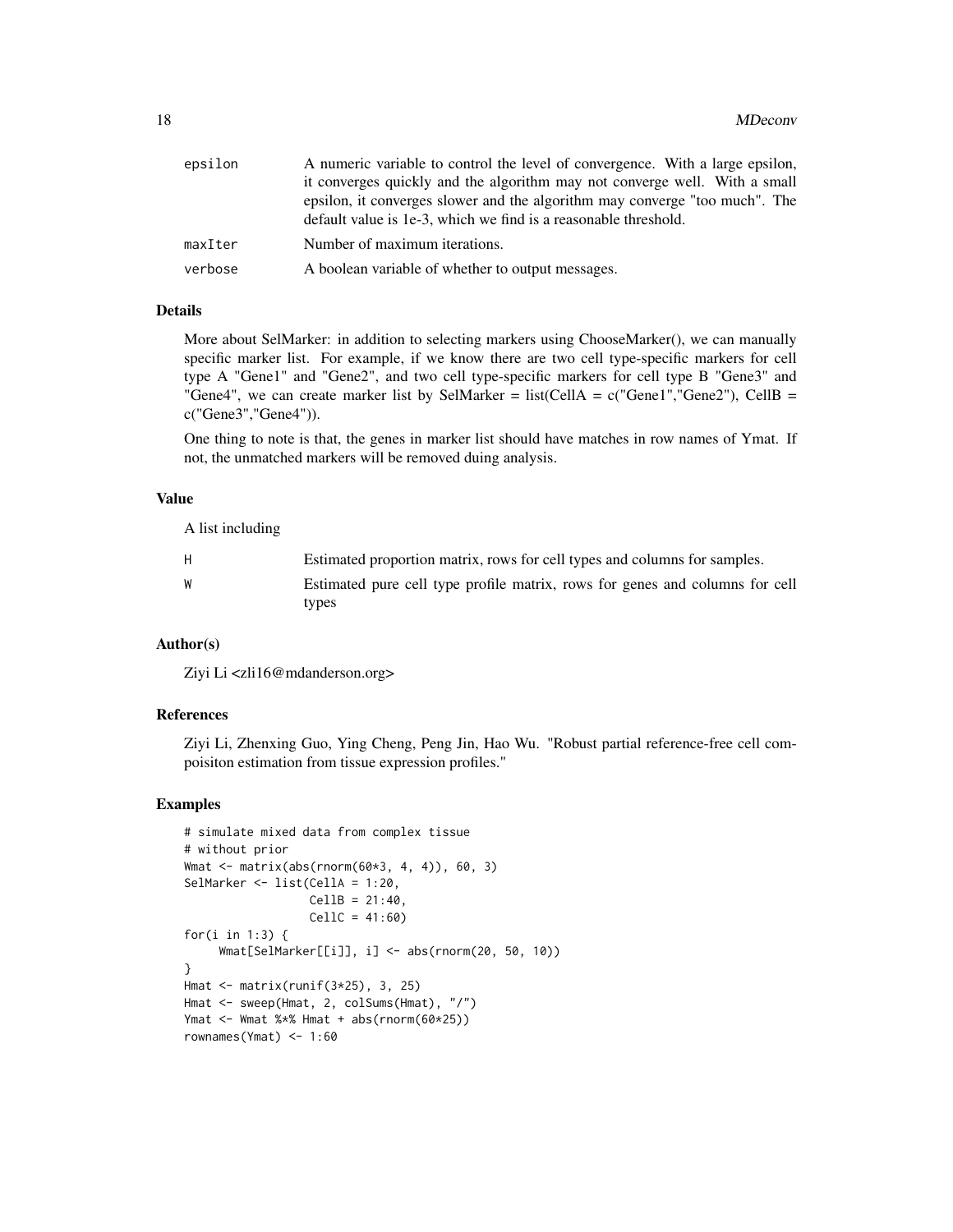| | |
|---|---|
| epsilon | A numeric variable to control the level of convergence. With a large epsilon, it converges quickly and the algorithm may not converge well. With a small epsilon, it converges slower and the algorithm may converge "too much". The default value is 1e-3, which we find is a reasonable threshold. |
| maxIter | Number of maximum iterations. |
| verbose | A boolean variable of whether to output messages. |

## Details

More about SelMarker: in addition to selecting markers using ChooseMarker(), we can manually specific marker list. For example, if we know there are two cell type-specific markers for cell type A "Gene1" and "Gene2", and two cell type-specific markers for cell type B "Gene3" and "Gene4", we can create marker list by SelMarker = list(CellA = c("Gene1","Gene2"), CellB = c("Gene3","Gene4")).

One thing to note is that, the genes in marker list should have matches in row names of Ymat. If not, the unmatched markers will be removed duing analysis.

## Value

A list including

| | |
|---|---|
| H | Estimated proportion matrix, rows for cell types and columns for samples. |
| W | Estimated pure cell type profile matrix, rows for genes and columns for cell types |

## Author(s)

Ziyi Li <zli16@mdanderson.org>

## References

Ziyi Li, Zhenxing Guo, Ying Cheng, Peng Jin, Hao Wu. "Robust partial reference-free cell compoisiton estimation from tissue expression profiles."

## Examples

```
# simulate mixed data from complex tissue
# without prior
Wmat <- matrix(abs(rnorm(60*3, 4, 4)), 60, 3)
SelMarker <- list(CellA = 1:20,
                  CellB = 21:40,
                  CellC = 41:60)
for(i in 1:3) {
     Wmat[SelMarker[[i]], i] <- abs(rnorm(20, 50, 10))
}
Hmat <- matrix(runif(3*25), 3, 25)
Hmat <- sweep(Hmat, 2, colSums(Hmat), "/")
Ymat <- Wmat %*% Hmat + abs(rnorm(60*25))
rownames(Ymat) <- 1:60
```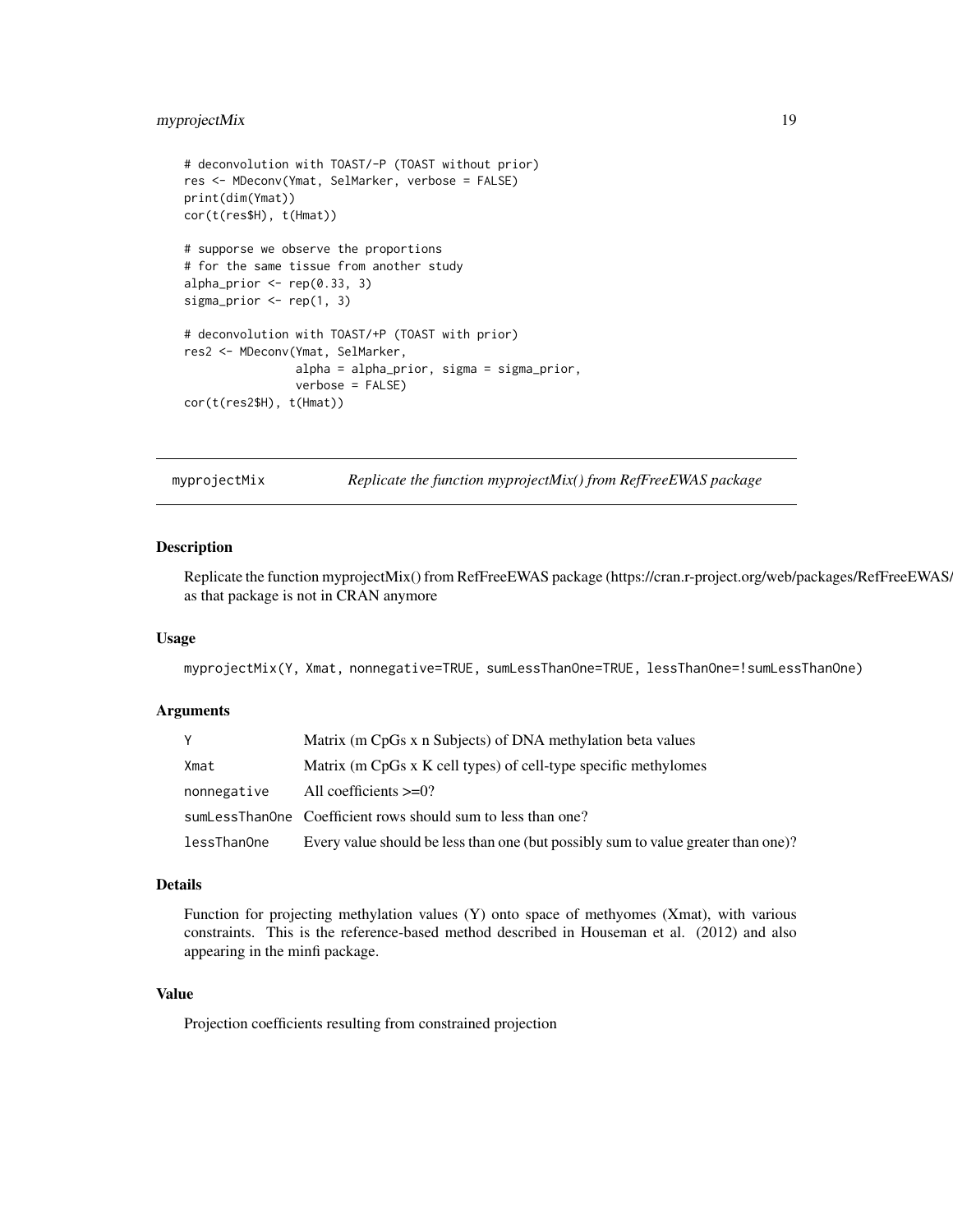```
# deconvolution with TOAST/-P (TOAST without prior)
res <- MDeconv(Ymat, SelMarker, verbose = FALSE)
print(dim(Ymat))
cor(t(res$H), t(Hmat))

# supporse we observe the proportions
# for the same tissue from another study
alpha_prior <- rep(0.33, 3)
sigma_prior <- rep(1, 3)

# deconvolution with TOAST/+P (TOAST with prior)
res2 <- MDeconv(Ymat, SelMarker,
                alpha = alpha_prior, sigma = sigma_prior,
                verbose = FALSE)
cor(t(res2$H), t(Hmat))
```

---

## myprojectMix — *Replicate the function myprojectMix() from RefFreeEWAS package*

### Description

Replicate the function myprojectMix() from RefFreeEWAS package (https://cran.r-project.org/web/packages/RefFreeEWAS/ as that package is not in CRAN anymore

### Usage

```
myprojectMix(Y, Xmat, nonnegative=TRUE, sumLessThanOne=TRUE, lessThanOne=!sumLessThanOne)
```

### Arguments

| | |
|---|---|
| Y | Matrix (m CpGs x n Subjects) of DNA methylation beta values |
| Xmat | Matrix (m CpGs x K cell types) of cell-type specific methylomes |
| nonnegative | All coefficients >=0? |
| sumLessThanOne | Coefficient rows should sum to less than one? |
| lessThanOne | Every value should be less than one (but possibly sum to value greater than one)? |

### Details

Function for projecting methylation values (Y) onto space of methyomes (Xmat), with various constraints. This is the reference-based method described in Houseman et al. (2012) and also appearing in the minfi package.

### Value

Projection coefficients resulting from constrained projection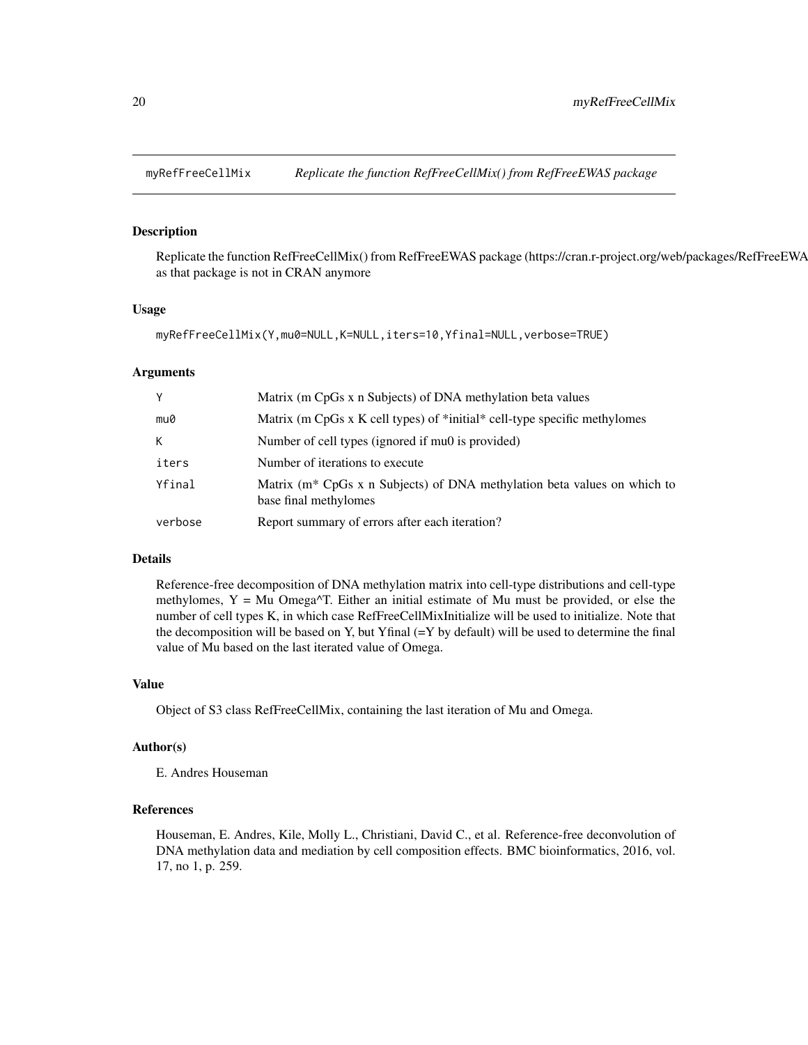## myRefFreeCellMix — *Replicate the function RefFreeCellMix() from RefFreeEWAS package*

### Description

Replicate the function RefFreeCellMix() from RefFreeEWAS package (https://cran.r-project.org/web/packages/RefFreeEWA as that package is not in CRAN anymore

### Usage

```
myRefFreeCellMix(Y,mu0=NULL,K=NULL,iters=10,Yfinal=NULL,verbose=TRUE)
```

### Arguments

| | |
|---|---|
| Y | Matrix (m CpGs x n Subjects) of DNA methylation beta values |
| mu0 | Matrix (m CpGs x K cell types) of *initial* cell-type specific methylomes |
| K | Number of cell types (ignored if mu0 is provided) |
| iters | Number of iterations to execute |
| Yfinal | Matrix (m* CpGs x n Subjects) of DNA methylation beta values on which to base final methylomes |
| verbose | Report summary of errors after each iteration? |

### Details

Reference-free decomposition of DNA methylation matrix into cell-type distributions and cell-type methylomes, Y = Mu Omega^T. Either an initial estimate of Mu must be provided, or else the number of cell types K, in which case RefFreeCellMixInitialize will be used to initialize. Note that the decomposition will be based on Y, but Yfinal (=Y by default) will be used to determine the final value of Mu based on the last iterated value of Omega.

### Value

Object of S3 class RefFreeCellMix, containing the last iteration of Mu and Omega.

### Author(s)

E. Andres Houseman

### References

Houseman, E. Andres, Kile, Molly L., Christiani, David C., et al. Reference-free deconvolution of DNA methylation data and mediation by cell composition effects. BMC bioinformatics, 2016, vol. 17, no 1, p. 259.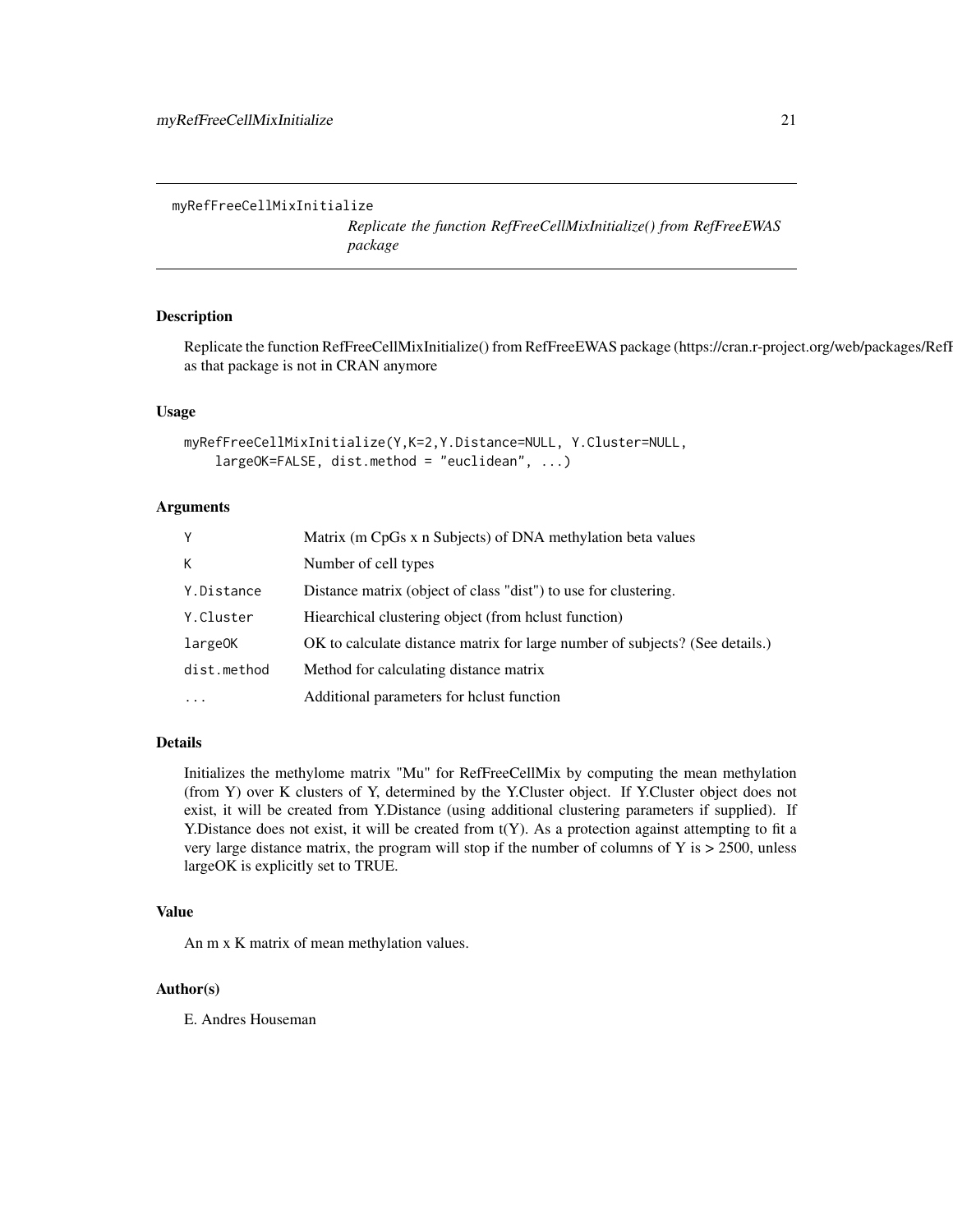myRefFreeCellMixInitialize    *Replicate the function RefFreeCellMixInitialize() from RefFreeEWAS package*

## Description

Replicate the function RefFreeCellMixInitialize() from RefFreeEWAS package (https://cran.r-project.org/web/packages/RefF as that package is not in CRAN anymore

## Usage

```
myRefFreeCellMixInitialize(Y,K=2,Y.Distance=NULL, Y.Cluster=NULL,
    largeOK=FALSE, dist.method = "euclidean", ...)
```

## Arguments

| | |
|---|---|
| Y | Matrix (m CpGs x n Subjects) of DNA methylation beta values |
| K | Number of cell types |
| Y.Distance | Distance matrix (object of class "dist") to use for clustering. |
| Y.Cluster | Hiearchical clustering object (from hclust function) |
| largeOK | OK to calculate distance matrix for large number of subjects? (See details.) |
| dist.method | Method for calculating distance matrix |
| ... | Additional parameters for hclust function |

## Details

Initializes the methylome matrix "Mu" for RefFreeCellMix by computing the mean methylation (from Y) over K clusters of Y, determined by the Y.Cluster object. If Y.Cluster object does not exist, it will be created from Y.Distance (using additional clustering parameters if supplied). If Y.Distance does not exist, it will be created from t(Y). As a protection against attempting to fit a very large distance matrix, the program will stop if the number of columns of Y is > 2500, unless largeOK is explicitly set to TRUE.

## Value

An m x K matrix of mean methylation values.

## Author(s)

E. Andres Houseman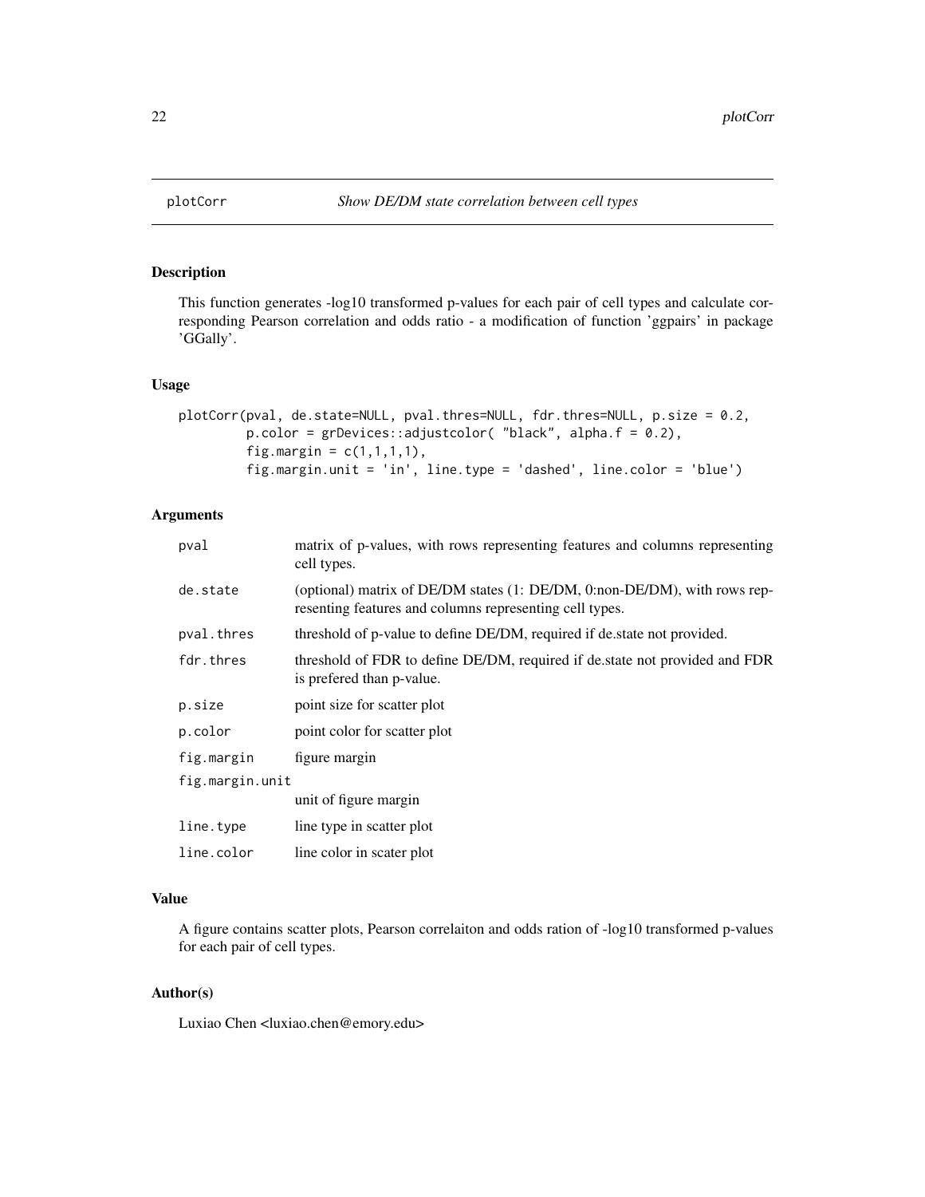# plotCorr — *Show DE/DM state correlation between cell types*

## Description

This function generates -log10 transformed p-values for each pair of cell types and calculate corresponding Pearson correlation and odds ratio - a modification of function 'ggpairs' in package 'GGally'.

## Usage

```
plotCorr(pval, de.state=NULL, pval.thres=NULL, fdr.thres=NULL, p.size = 0.2,
         p.color = grDevices::adjustcolor( "black", alpha.f = 0.2),
         fig.margin = c(1,1,1,1),
         fig.margin.unit = 'in', line.type = 'dashed', line.color = 'blue')
```

## Arguments

| | |
|---|---|
| `pval` | matrix of p-values, with rows representing features and columns representing cell types. |
| `de.state` | (optional) matrix of DE/DM states (1: DE/DM, 0:non-DE/DM), with rows representing features and columns representing cell types. |
| `pval.thres` | threshold of p-value to define DE/DM, required if de.state not provided. |
| `fdr.thres` | threshold of FDR to define DE/DM, required if de.state not provided and FDR is prefered than p-value. |
| `p.size` | point size for scatter plot |
| `p.color` | point color for scatter plot |
| `fig.margin` | figure margin |
| `fig.margin.unit` | unit of figure margin |
| `line.type` | line type in scatter plot |
| `line.color` | line color in scater plot |

## Value

A figure contains scatter plots, Pearson correlaiton and odds ration of -log10 transformed p-values for each pair of cell types.

## Author(s)

Luxiao Chen <luxiao.chen@emory.edu>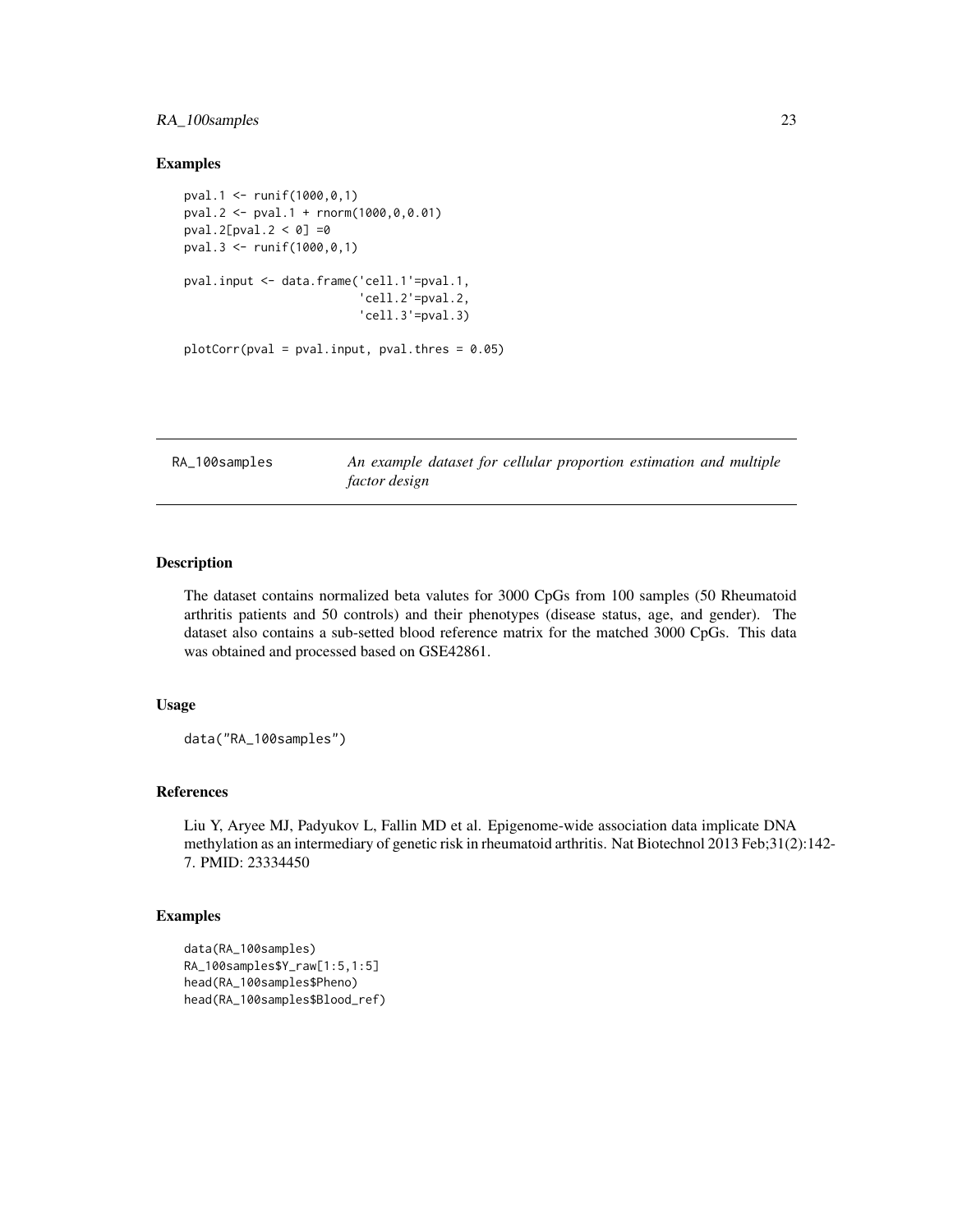## Examples

```
pval.1 <- runif(1000,0,1)
pval.2 <- pval.1 + rnorm(1000,0,0.01)
pval.2[pval.2 < 0] =0
pval.3 <- runif(1000,0,1)

pval.input <- data.frame('cell.1'=pval.1,
                         'cell.2'=pval.2,
                         'cell.3'=pval.3)

plotCorr(pval = pval.input, pval.thres = 0.05)
```

---

# RA_100samples

*An example dataset for cellular proportion estimation and multiple factor design*

---

## Description

The dataset contains normalized beta valutes for 3000 CpGs from 100 samples (50 Rheumatoid arthritis patients and 50 controls) and their phenotypes (disease status, age, and gender). The dataset also contains a sub-setted blood reference matrix for the matched 3000 CpGs. This data was obtained and processed based on GSE42861.

## Usage

```
data("RA_100samples")
```

## References

Liu Y, Aryee MJ, Padyukov L, Fallin MD et al. Epigenome-wide association data implicate DNA methylation as an intermediary of genetic risk in rheumatoid arthritis. Nat Biotechnol 2013 Feb;31(2):142-7. PMID: 23334450

## Examples

```
data(RA_100samples)
RA_100samples$Y_raw[1:5,1:5]
head(RA_100samples$Pheno)
head(RA_100samples$Blood_ref)
```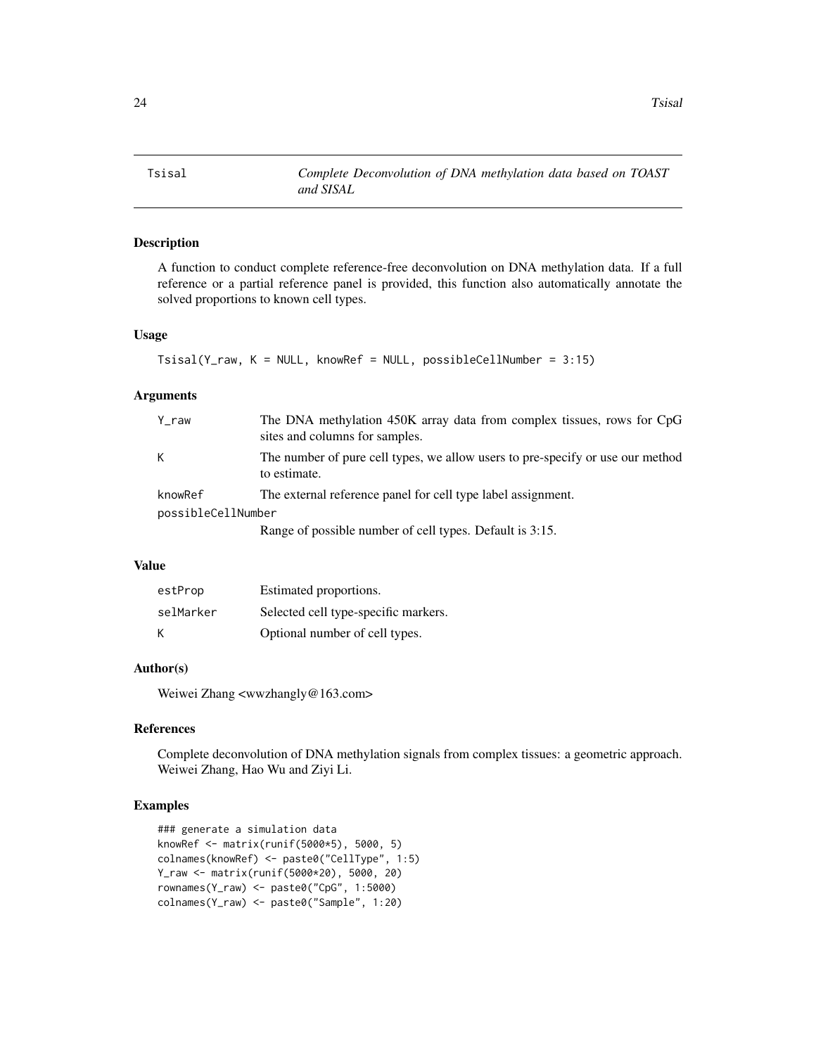# Tsisal — Complete Deconvolution of DNA methylation data based on TOAST and SISAL

## Description

A function to conduct complete reference-free deconvolution on DNA methylation data. If a full reference or a partial reference panel is provided, this function also automatically annotate the solved proportions to known cell types.

## Usage

```
Tsisal(Y_raw, K = NULL, knowRef = NULL, possibleCellNumber = 3:15)
```

## Arguments

| | |
|---|---|
| Y_raw | The DNA methylation 450K array data from complex tissues, rows for CpG sites and columns for samples. |
| K | The number of pure cell types, we allow users to pre-specify or use our method to estimate. |
| knowRef | The external reference panel for cell type label assignment. |
| possibleCellNumber | Range of possible number of cell types. Default is 3:15. |

## Value

| | |
|---|---|
| estProp | Estimated proportions. |
| selMarker | Selected cell type-specific markers. |
| K | Optional number of cell types. |

## Author(s)

Weiwei Zhang <wwzhangly@163.com>

## References

Complete deconvolution of DNA methylation signals from complex tissues: a geometric approach. Weiwei Zhang, Hao Wu and Ziyi Li.

## Examples

```
### generate a simulation data
knowRef <- matrix(runif(5000*5), 5000, 5)
colnames(knowRef) <- paste0("CellType", 1:5)
Y_raw <- matrix(runif(5000*20), 5000, 20)
rownames(Y_raw) <- paste0("CpG", 1:5000)
colnames(Y_raw) <- paste0("Sample", 1:20)
```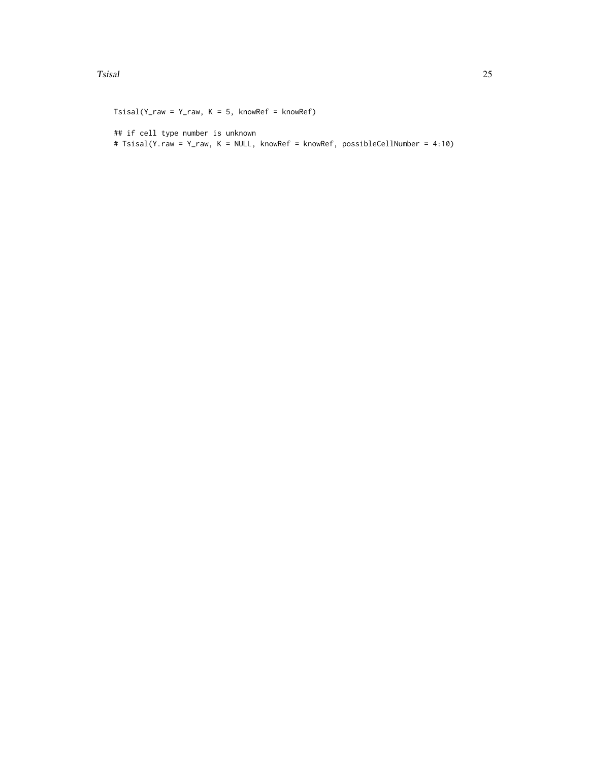```
Tsisal(Y_raw = Y_raw, K = 5, knowRef = knowRef)

## if cell type number is unknown
# Tsisal(Y.raw = Y_raw, K = NULL, knowRef = knowRef, possibleCellNumber = 4:10)
```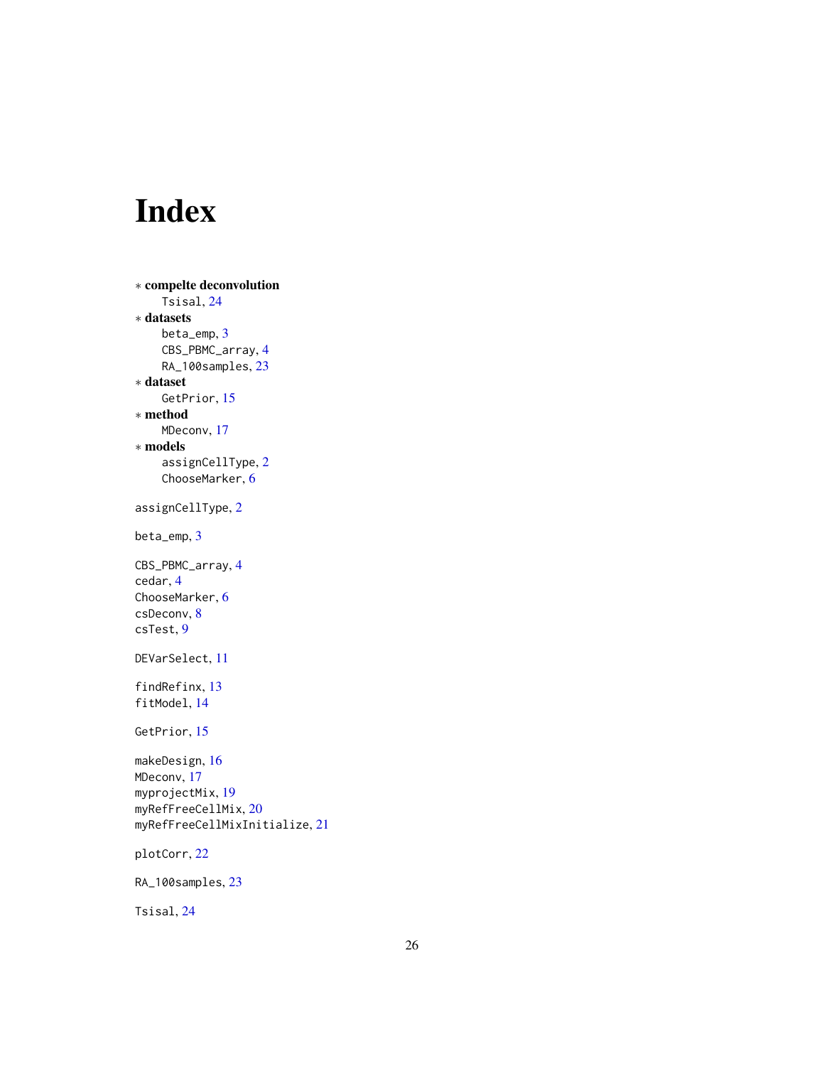# Index

∗ **compelte deconvolution**
    Tsisal, 24
∗ **datasets**
    beta_emp, 3
    CBS_PBMC_array, 4
    RA_100samples, 23
∗ **dataset**
    GetPrior, 15
∗ **method**
    MDeconv, 17
∗ **models**
    assignCellType, 2
    ChooseMarker, 6

assignCellType, 2

beta_emp, 3

CBS_PBMC_array, 4
cedar, 4
ChooseMarker, 6
csDeconv, 8
csTest, 9

DEVarSelect, 11

findRefinx, 13
fitModel, 14

GetPrior, 15

makeDesign, 16
MDeconv, 17
myprojectMix, 19
myRefFreeCellMix, 20
myRefFreeCellMixInitialize, 21

plotCorr, 22

RA_100samples, 23

Tsisal, 24